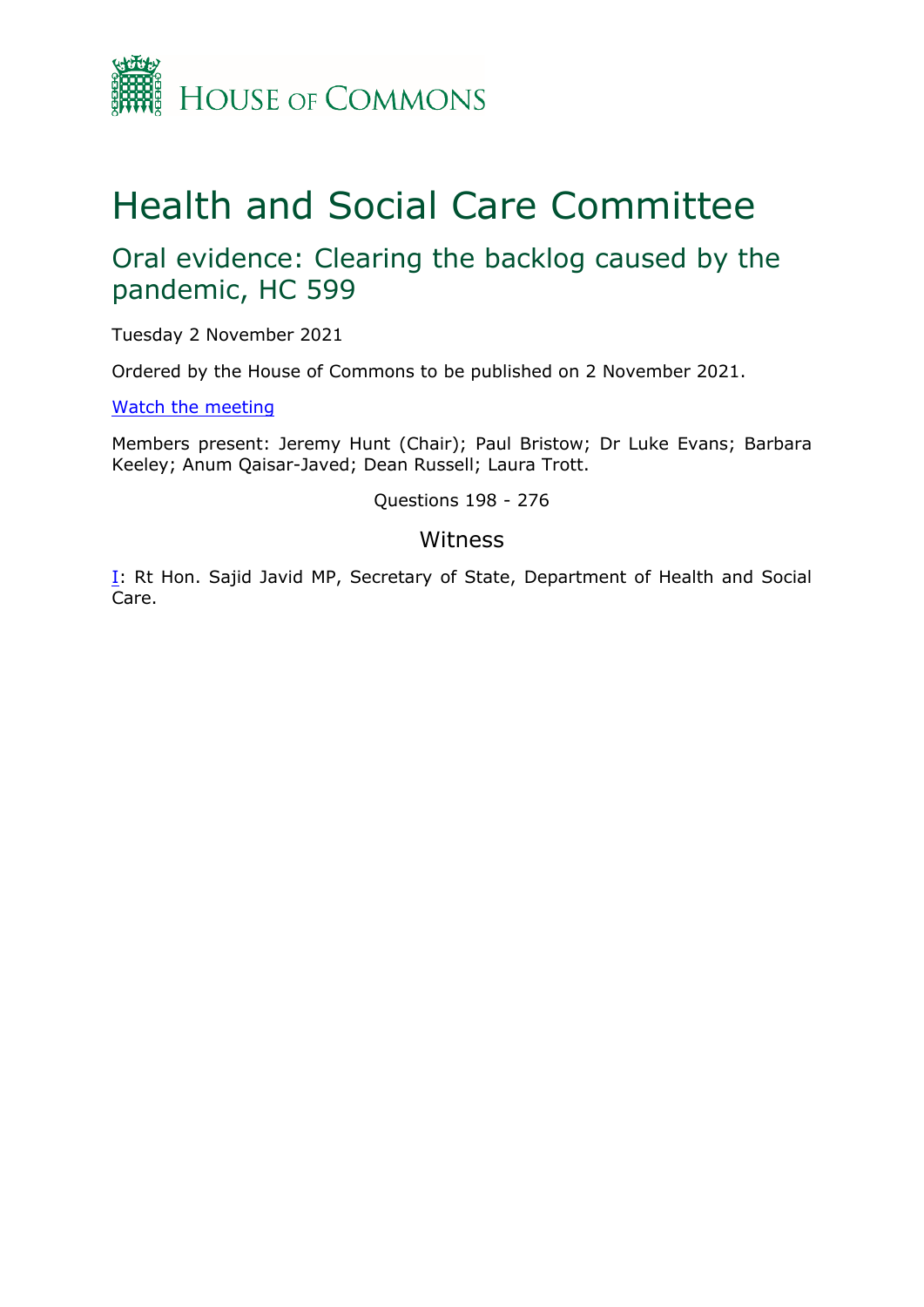HOUSE OF COMMONS

# Health and Social Care Committee

## Oral evidence: Clearing the backlog caused by the pandemic, HC 599

Tuesday 2 November 2021

Ordered by the House of Commons to be published on 2 November 2021.

[Watch the meeting]

Members present: Jeremy Hunt (Chair); Paul Bristow; Dr Luke Evans; Barbara Keeley; Anum Qaisar-Javed; Dean Russell; Laura Trott.

Questions 198 - 276

### Witness

[I]: Rt Hon. Sajid Javid MP, Secretary of State, Department of Health and Social Care.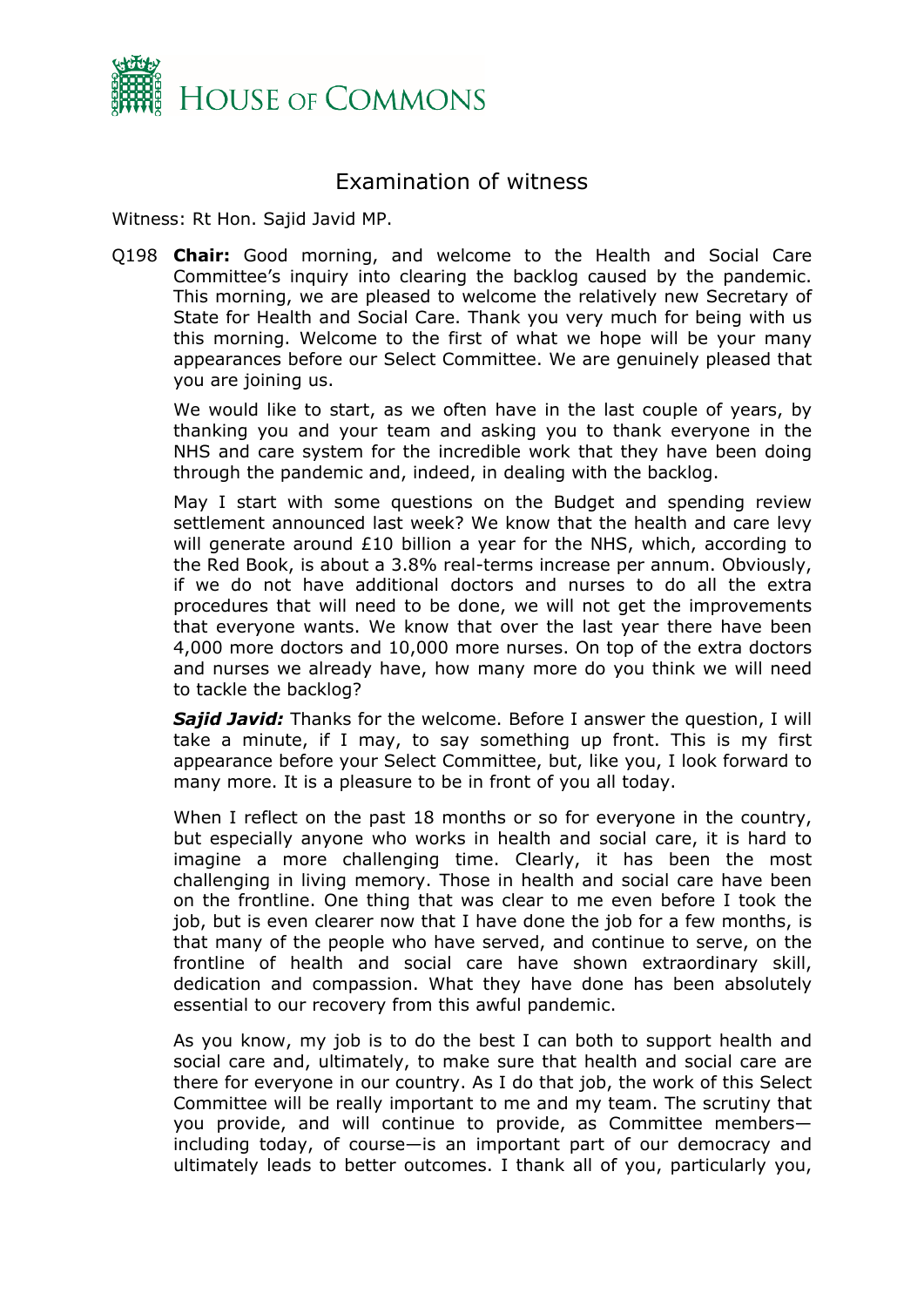# Examination of witness

Witness: Rt Hon. Sajid Javid MP.

Q198 **Chair:** Good morning, and welcome to the Health and Social Care Committee's inquiry into clearing the backlog caused by the pandemic. This morning, we are pleased to welcome the relatively new Secretary of State for Health and Social Care. Thank you very much for being with us this morning. Welcome to the first of what we hope will be your many appearances before our Select Committee. We are genuinely pleased that you are joining us.

We would like to start, as we often have in the last couple of years, by thanking you and your team and asking you to thank everyone in the NHS and care system for the incredible work that they have been doing through the pandemic and, indeed, in dealing with the backlog.

May I start with some questions on the Budget and spending review settlement announced last week? We know that the health and care levy will generate around £10 billion a year for the NHS, which, according to the Red Book, is about a 3.8% real-terms increase per annum. Obviously, if we do not have additional doctors and nurses to do all the extra procedures that will need to be done, we will not get the improvements that everyone wants. We know that over the last year there have been 4,000 more doctors and 10,000 more nurses. On top of the extra doctors and nurses we already have, how many more do you think we will need to tackle the backlog?

***Sajid Javid:*** Thanks for the welcome. Before I answer the question, I will take a minute, if I may, to say something up front. This is my first appearance before your Select Committee, but, like you, I look forward to many more. It is a pleasure to be in front of you all today.

When I reflect on the past 18 months or so for everyone in the country, but especially anyone who works in health and social care, it is hard to imagine a more challenging time. Clearly, it has been the most challenging in living memory. Those in health and social care have been on the frontline. One thing that was clear to me even before I took the job, but is even clearer now that I have done the job for a few months, is that many of the people who have served, and continue to serve, on the frontline of health and social care have shown extraordinary skill, dedication and compassion. What they have done has been absolutely essential to our recovery from this awful pandemic.

As you know, my job is to do the best I can both to support health and social care and, ultimately, to make sure that health and social care are there for everyone in our country. As I do that job, the work of this Select Committee will be really important to me and my team. The scrutiny that you provide, and will continue to provide, as Committee members—including today, of course—is an important part of our democracy and ultimately leads to better outcomes. I thank all of you, particularly you,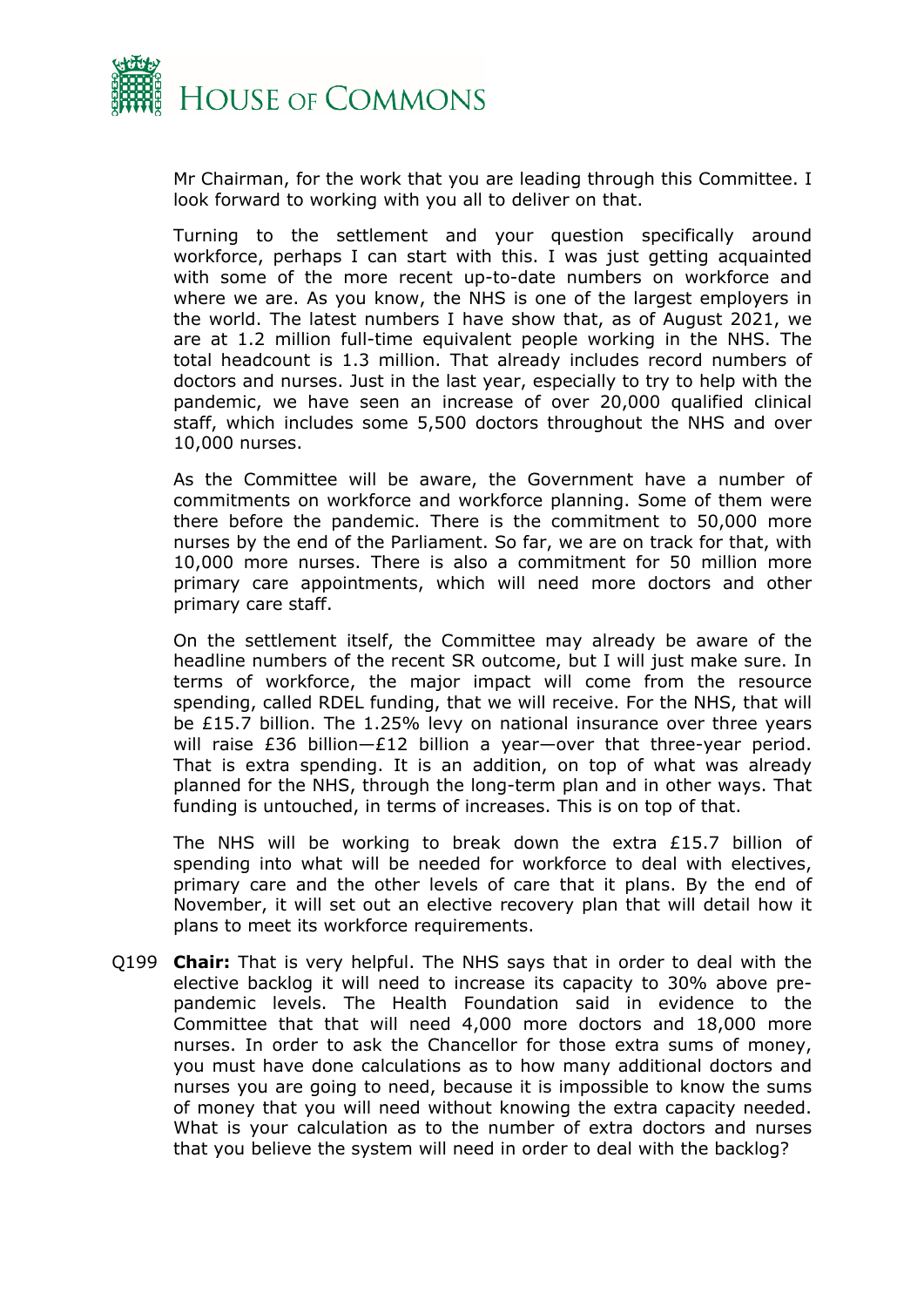Mr Chairman, for the work that you are leading through this Committee. I look forward to working with you all to deliver on that.

Turning to the settlement and your question specifically around workforce, perhaps I can start with this. I was just getting acquainted with some of the more recent up-to-date numbers on workforce and where we are. As you know, the NHS is one of the largest employers in the world. The latest numbers I have show that, as of August 2021, we are at 1.2 million full-time equivalent people working in the NHS. The total headcount is 1.3 million. That already includes record numbers of doctors and nurses. Just in the last year, especially to try to help with the pandemic, we have seen an increase of over 20,000 qualified clinical staff, which includes some 5,500 doctors throughout the NHS and over 10,000 nurses.

As the Committee will be aware, the Government have a number of commitments on workforce and workforce planning. Some of them were there before the pandemic. There is the commitment to 50,000 more nurses by the end of the Parliament. So far, we are on track for that, with 10,000 more nurses. There is also a commitment for 50 million more primary care appointments, which will need more doctors and other primary care staff.

On the settlement itself, the Committee may already be aware of the headline numbers of the recent SR outcome, but I will just make sure. In terms of workforce, the major impact will come from the resource spending, called RDEL funding, that we will receive. For the NHS, that will be £15.7 billion. The 1.25% levy on national insurance over three years will raise £36 billion—£12 billion a year—over that three-year period. That is extra spending. It is an addition, on top of what was already planned for the NHS, through the long-term plan and in other ways. That funding is untouched, in terms of increases. This is on top of that.

The NHS will be working to break down the extra £15.7 billion of spending into what will be needed for workforce to deal with electives, primary care and the other levels of care that it plans. By the end of November, it will set out an elective recovery plan that will detail how it plans to meet its workforce requirements.

Q199 **Chair:** That is very helpful. The NHS says that in order to deal with the elective backlog it will need to increase its capacity to 30% above pre-pandemic levels. The Health Foundation said in evidence to the Committee that that will need 4,000 more doctors and 18,000 more nurses. In order to ask the Chancellor for those extra sums of money, you must have done calculations as to how many additional doctors and nurses you are going to need, because it is impossible to know the sums of money that you will need without knowing the extra capacity needed. What is your calculation as to the number of extra doctors and nurses that you believe the system will need in order to deal with the backlog?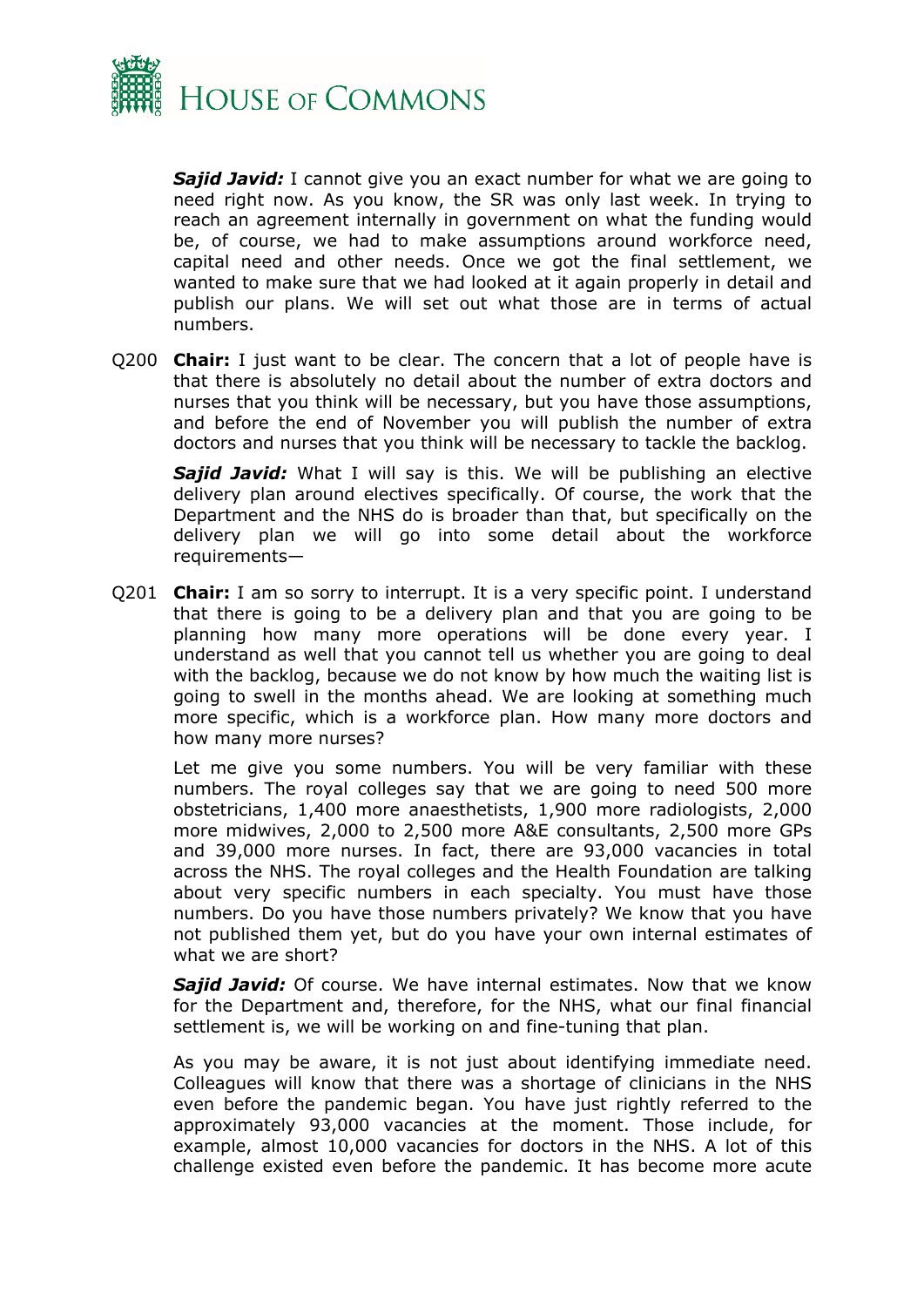***Sajid Javid:*** I cannot give you an exact number for what we are going to need right now. As you know, the SR was only last week. In trying to reach an agreement internally in government on what the funding would be, of course, we had to make assumptions around workforce need, capital need and other needs. Once we got the final settlement, we wanted to make sure that we had looked at it again properly in detail and publish our plans. We will set out what those are in terms of actual numbers.

Q200 **Chair:** I just want to be clear. The concern that a lot of people have is that there is absolutely no detail about the number of extra doctors and nurses that you think will be necessary, but you have those assumptions, and before the end of November you will publish the number of extra doctors and nurses that you think will be necessary to tackle the backlog.

***Sajid Javid:*** What I will say is this. We will be publishing an elective delivery plan around electives specifically. Of course, the work that the Department and the NHS do is broader than that, but specifically on the delivery plan we will go into some detail about the workforce requirements—

Q201 **Chair:** I am so sorry to interrupt. It is a very specific point. I understand that there is going to be a delivery plan and that you are going to be planning how many more operations will be done every year. I understand as well that you cannot tell us whether you are going to deal with the backlog, because we do not know by how much the waiting list is going to swell in the months ahead. We are looking at something much more specific, which is a workforce plan. How many more doctors and how many more nurses?

Let me give you some numbers. You will be very familiar with these numbers. The royal colleges say that we are going to need 500 more obstetricians, 1,400 more anaesthetists, 1,900 more radiologists, 2,000 more midwives, 2,000 to 2,500 more A&E consultants, 2,500 more GPs and 39,000 more nurses. In fact, there are 93,000 vacancies in total across the NHS. The royal colleges and the Health Foundation are talking about very specific numbers in each specialty. You must have those numbers. Do you have those numbers privately? We know that you have not published them yet, but do you have your own internal estimates of what we are short?

***Sajid Javid:*** Of course. We have internal estimates. Now that we know for the Department and, therefore, for the NHS, what our final financial settlement is, we will be working on and fine-tuning that plan.

As you may be aware, it is not just about identifying immediate need. Colleagues will know that there was a shortage of clinicians in the NHS even before the pandemic began. You have just rightly referred to the approximately 93,000 vacancies at the moment. Those include, for example, almost 10,000 vacancies for doctors in the NHS. A lot of this challenge existed even before the pandemic. It has become more acute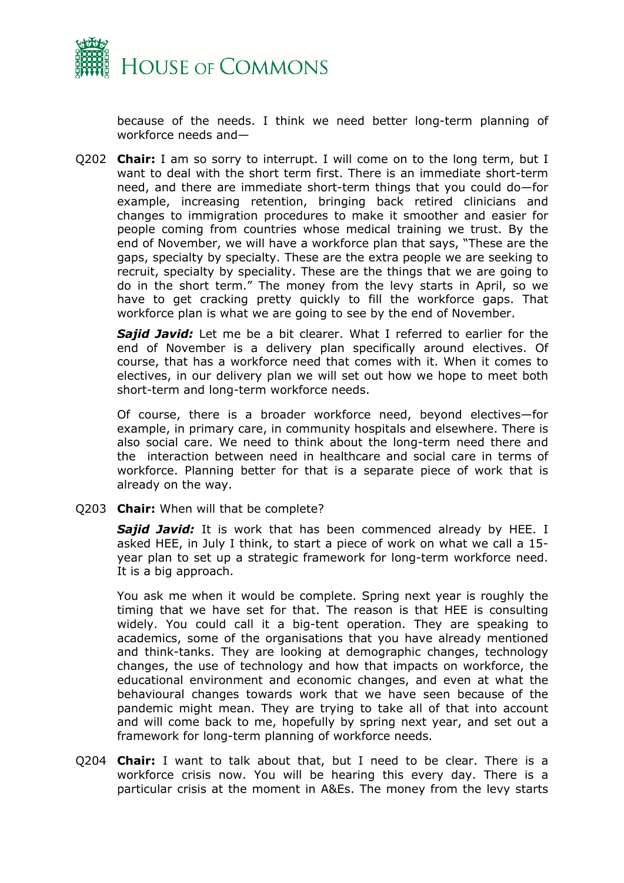because of the needs. I think we need better long-term planning of workforce needs and—

Q202 **Chair:** I am so sorry to interrupt. I will come on to the long term, but I want to deal with the short term first. There is an immediate short-term need, and there are immediate short-term things that you could do—for example, increasing retention, bringing back retired clinicians and changes to immigration procedures to make it smoother and easier for people coming from countries whose medical training we trust. By the end of November, we will have a workforce plan that says, "These are the gaps, specialty by specialty. These are the extra people we are seeking to recruit, specialty by speciality. These are the things that we are going to do in the short term." The money from the levy starts in April, so we have to get cracking pretty quickly to fill the workforce gaps. That workforce plan is what we are going to see by the end of November.

***Sajid Javid:*** Let me be a bit clearer. What I referred to earlier for the end of November is a delivery plan specifically around electives. Of course, that has a workforce need that comes with it. When it comes to electives, in our delivery plan we will set out how we hope to meet both short-term and long-term workforce needs.

Of course, there is a broader workforce need, beyond electives—for example, in primary care, in community hospitals and elsewhere. There is also social care. We need to think about the long-term need there and the interaction between need in healthcare and social care in terms of workforce. Planning better for that is a separate piece of work that is already on the way.

Q203 **Chair:** When will that be complete?

***Sajid Javid:*** It is work that has been commenced already by HEE. I asked HEE, in July I think, to start a piece of work on what we call a 15-year plan to set up a strategic framework for long-term workforce need. It is a big approach.

You ask me when it would be complete. Spring next year is roughly the timing that we have set for that. The reason is that HEE is consulting widely. You could call it a big-tent operation. They are speaking to academics, some of the organisations that you have already mentioned and think-tanks. They are looking at demographic changes, technology changes, the use of technology and how that impacts on workforce, the educational environment and economic changes, and even at what the behavioural changes towards work that we have seen because of the pandemic might mean. They are trying to take all of that into account and will come back to me, hopefully by spring next year, and set out a framework for long-term planning of workforce needs.

Q204 **Chair:** I want to talk about that, but I need to be clear. There is a workforce crisis now. You will be hearing this every day. There is a particular crisis at the moment in A&Es. The money from the levy starts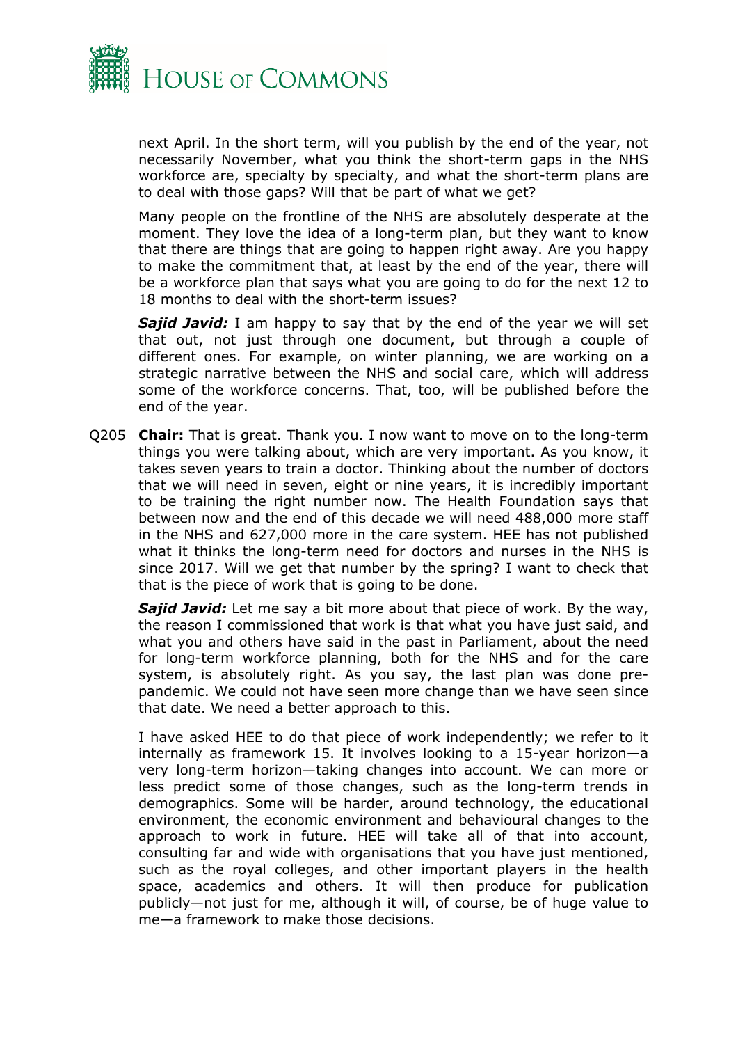next April. In the short term, will you publish by the end of the year, not necessarily November, what you think the short-term gaps in the NHS workforce are, specialty by specialty, and what the short-term plans are to deal with those gaps? Will that be part of what we get?

Many people on the frontline of the NHS are absolutely desperate at the moment. They love the idea of a long-term plan, but they want to know that there are things that are going to happen right away. Are you happy to make the commitment that, at least by the end of the year, there will be a workforce plan that says what you are going to do for the next 12 to 18 months to deal with the short-term issues?

***Sajid Javid:*** I am happy to say that by the end of the year we will set that out, not just through one document, but through a couple of different ones. For example, on winter planning, we are working on a strategic narrative between the NHS and social care, which will address some of the workforce concerns. That, too, will be published before the end of the year.

Q205 **Chair:** That is great. Thank you. I now want to move on to the long-term things you were talking about, which are very important. As you know, it takes seven years to train a doctor. Thinking about the number of doctors that we will need in seven, eight or nine years, it is incredibly important to be training the right number now. The Health Foundation says that between now and the end of this decade we will need 488,000 more staff in the NHS and 627,000 more in the care system. HEE has not published what it thinks the long-term need for doctors and nurses in the NHS is since 2017. Will we get that number by the spring? I want to check that that is the piece of work that is going to be done.

***Sajid Javid:*** Let me say a bit more about that piece of work. By the way, the reason I commissioned that work is that what you have just said, and what you and others have said in the past in Parliament, about the need for long-term workforce planning, both for the NHS and for the care system, is absolutely right. As you say, the last plan was done pre-pandemic. We could not have seen more change than we have seen since that date. We need a better approach to this.

I have asked HEE to do that piece of work independently; we refer to it internally as framework 15. It involves looking to a 15-year horizon—a very long-term horizon—taking changes into account. We can more or less predict some of those changes, such as the long-term trends in demographics. Some will be harder, around technology, the educational environment, the economic environment and behavioural changes to the approach to work in future. HEE will take all of that into account, consulting far and wide with organisations that you have just mentioned, such as the royal colleges, and other important players in the health space, academics and others. It will then produce for publication publicly—not just for me, although it will, of course, be of huge value to me—a framework to make those decisions.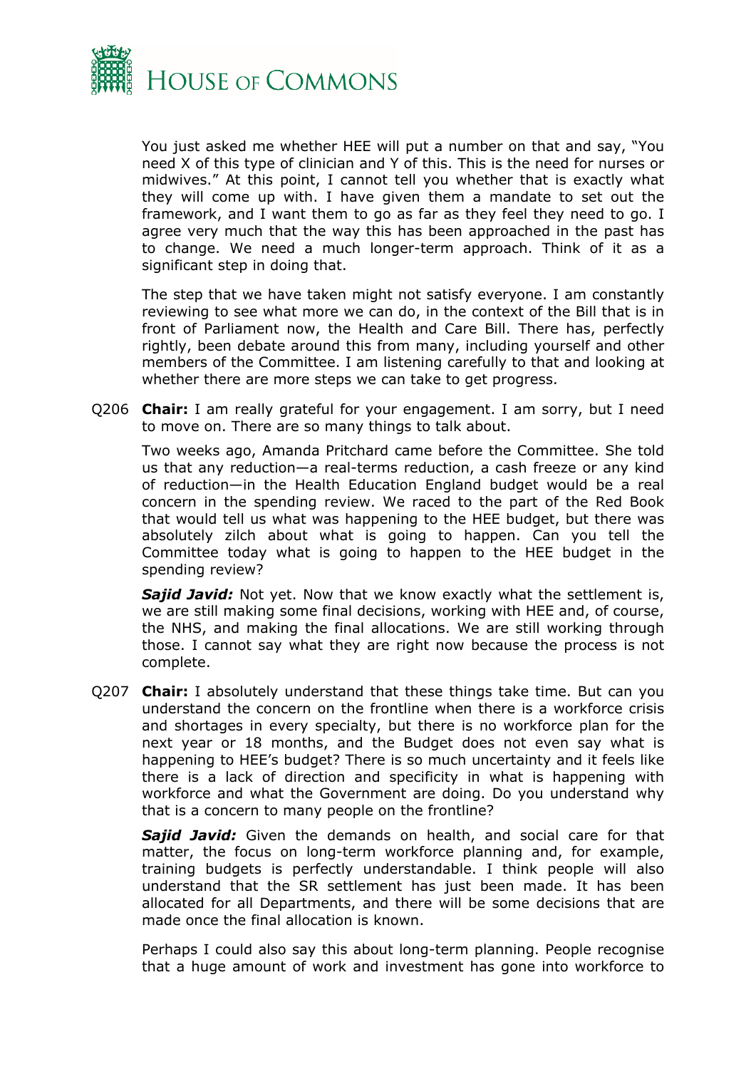You just asked me whether HEE will put a number on that and say, "You need X of this type of clinician and Y of this. This is the need for nurses or midwives." At this point, I cannot tell you whether that is exactly what they will come up with. I have given them a mandate to set out the framework, and I want them to go as far as they feel they need to go. I agree very much that the way this has been approached in the past has to change. We need a much longer-term approach. Think of it as a significant step in doing that.

The step that we have taken might not satisfy everyone. I am constantly reviewing to see what more we can do, in the context of the Bill that is in front of Parliament now, the Health and Care Bill. There has, perfectly rightly, been debate around this from many, including yourself and other members of the Committee. I am listening carefully to that and looking at whether there are more steps we can take to get progress.

Q206 **Chair:** I am really grateful for your engagement. I am sorry, but I need to move on. There are so many things to talk about.

Two weeks ago, Amanda Pritchard came before the Committee. She told us that any reduction—a real-terms reduction, a cash freeze or any kind of reduction—in the Health Education England budget would be a real concern in the spending review. We raced to the part of the Red Book that would tell us what was happening to the HEE budget, but there was absolutely zilch about what is going to happen. Can you tell the Committee today what is going to happen to the HEE budget in the spending review?

***Sajid Javid:*** Not yet. Now that we know exactly what the settlement is, we are still making some final decisions, working with HEE and, of course, the NHS, and making the final allocations. We are still working through those. I cannot say what they are right now because the process is not complete.

Q207 **Chair:** I absolutely understand that these things take time. But can you understand the concern on the frontline when there is a workforce crisis and shortages in every specialty, but there is no workforce plan for the next year or 18 months, and the Budget does not even say what is happening to HEE's budget? There is so much uncertainty and it feels like there is a lack of direction and specificity in what is happening with workforce and what the Government are doing. Do you understand why that is a concern to many people on the frontline?

***Sajid Javid:*** Given the demands on health, and social care for that matter, the focus on long-term workforce planning and, for example, training budgets is perfectly understandable. I think people will also understand that the SR settlement has just been made. It has been allocated for all Departments, and there will be some decisions that are made once the final allocation is known.

Perhaps I could also say this about long-term planning. People recognise that a huge amount of work and investment has gone into workforce to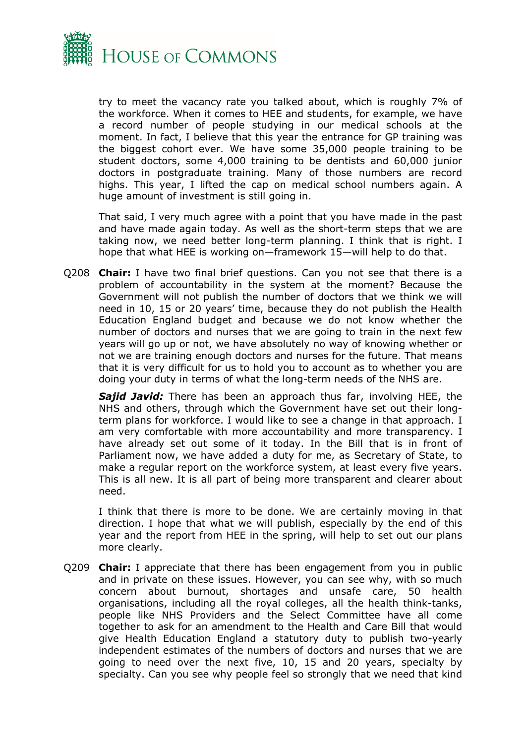try to meet the vacancy rate you talked about, which is roughly 7% of the workforce. When it comes to HEE and students, for example, we have a record number of people studying in our medical schools at the moment. In fact, I believe that this year the entrance for GP training was the biggest cohort ever. We have some 35,000 people training to be student doctors, some 4,000 training to be dentists and 60,000 junior doctors in postgraduate training. Many of those numbers are record highs. This year, I lifted the cap on medical school numbers again. A huge amount of investment is still going in.

That said, I very much agree with a point that you have made in the past and have made again today. As well as the short-term steps that we are taking now, we need better long-term planning. I think that is right. I hope that what HEE is working on—framework 15—will help to do that.

Q208 **Chair:** I have two final brief questions. Can you not see that there is a problem of accountability in the system at the moment? Because the Government will not publish the number of doctors that we think we will need in 10, 15 or 20 years' time, because they do not publish the Health Education England budget and because we do not know whether the number of doctors and nurses that we are going to train in the next few years will go up or not, we have absolutely no way of knowing whether or not we are training enough doctors and nurses for the future. That means that it is very difficult for us to hold you to account as to whether you are doing your duty in terms of what the long-term needs of the NHS are.

***Sajid Javid:*** There has been an approach thus far, involving HEE, the NHS and others, through which the Government have set out their long-term plans for workforce. I would like to see a change in that approach. I am very comfortable with more accountability and more transparency. I have already set out some of it today. In the Bill that is in front of Parliament now, we have added a duty for me, as Secretary of State, to make a regular report on the workforce system, at least every five years. This is all new. It is all part of being more transparent and clearer about need.

I think that there is more to be done. We are certainly moving in that direction. I hope that what we will publish, especially by the end of this year and the report from HEE in the spring, will help to set out our plans more clearly.

Q209 **Chair:** I appreciate that there has been engagement from you in public and in private on these issues. However, you can see why, with so much concern about burnout, shortages and unsafe care, 50 health organisations, including all the royal colleges, all the health think-tanks, people like NHS Providers and the Select Committee have all come together to ask for an amendment to the Health and Care Bill that would give Health Education England a statutory duty to publish two-yearly independent estimates of the numbers of doctors and nurses that we are going to need over the next five, 10, 15 and 20 years, specialty by specialty. Can you see why people feel so strongly that we need that kind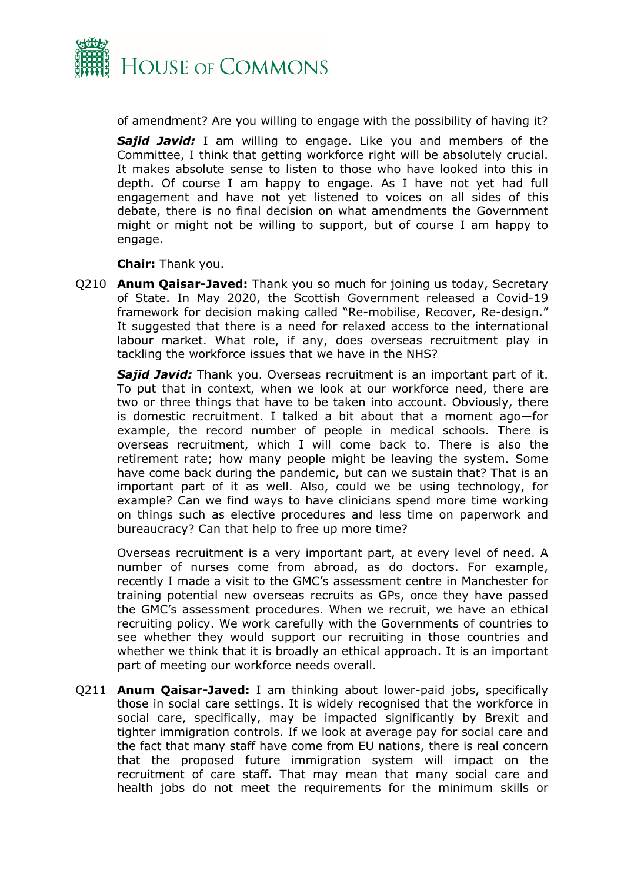of amendment? Are you willing to engage with the possibility of having it?

***Sajid Javid:*** I am willing to engage. Like you and members of the Committee, I think that getting workforce right will be absolutely crucial. It makes absolute sense to listen to those who have looked into this in depth. Of course I am happy to engage. As I have not yet had full engagement and have not yet listened to voices on all sides of this debate, there is no final decision on what amendments the Government might or might not be willing to support, but of course I am happy to engage.

**Chair:** Thank you.

Q210 **Anum Qaisar-Javed:** Thank you so much for joining us today, Secretary of State. In May 2020, the Scottish Government released a Covid-19 framework for decision making called "Re-mobilise, Recover, Re-design." It suggested that there is a need for relaxed access to the international labour market. What role, if any, does overseas recruitment play in tackling the workforce issues that we have in the NHS?

***Sajid Javid:*** Thank you. Overseas recruitment is an important part of it. To put that in context, when we look at our workforce need, there are two or three things that have to be taken into account. Obviously, there is domestic recruitment. I talked a bit about that a moment ago—for example, the record number of people in medical schools. There is overseas recruitment, which I will come back to. There is also the retirement rate; how many people might be leaving the system. Some have come back during the pandemic, but can we sustain that? That is an important part of it as well. Also, could we be using technology, for example? Can we find ways to have clinicians spend more time working on things such as elective procedures and less time on paperwork and bureaucracy? Can that help to free up more time?

Overseas recruitment is a very important part, at every level of need. A number of nurses come from abroad, as do doctors. For example, recently I made a visit to the GMC's assessment centre in Manchester for training potential new overseas recruits as GPs, once they have passed the GMC's assessment procedures. When we recruit, we have an ethical recruiting policy. We work carefully with the Governments of countries to see whether they would support our recruiting in those countries and whether we think that it is broadly an ethical approach. It is an important part of meeting our workforce needs overall.

Q211 **Anum Qaisar-Javed:** I am thinking about lower-paid jobs, specifically those in social care settings. It is widely recognised that the workforce in social care, specifically, may be impacted significantly by Brexit and tighter immigration controls. If we look at average pay for social care and the fact that many staff have come from EU nations, there is real concern that the proposed future immigration system will impact on the recruitment of care staff. That may mean that many social care and health jobs do not meet the requirements for the minimum skills or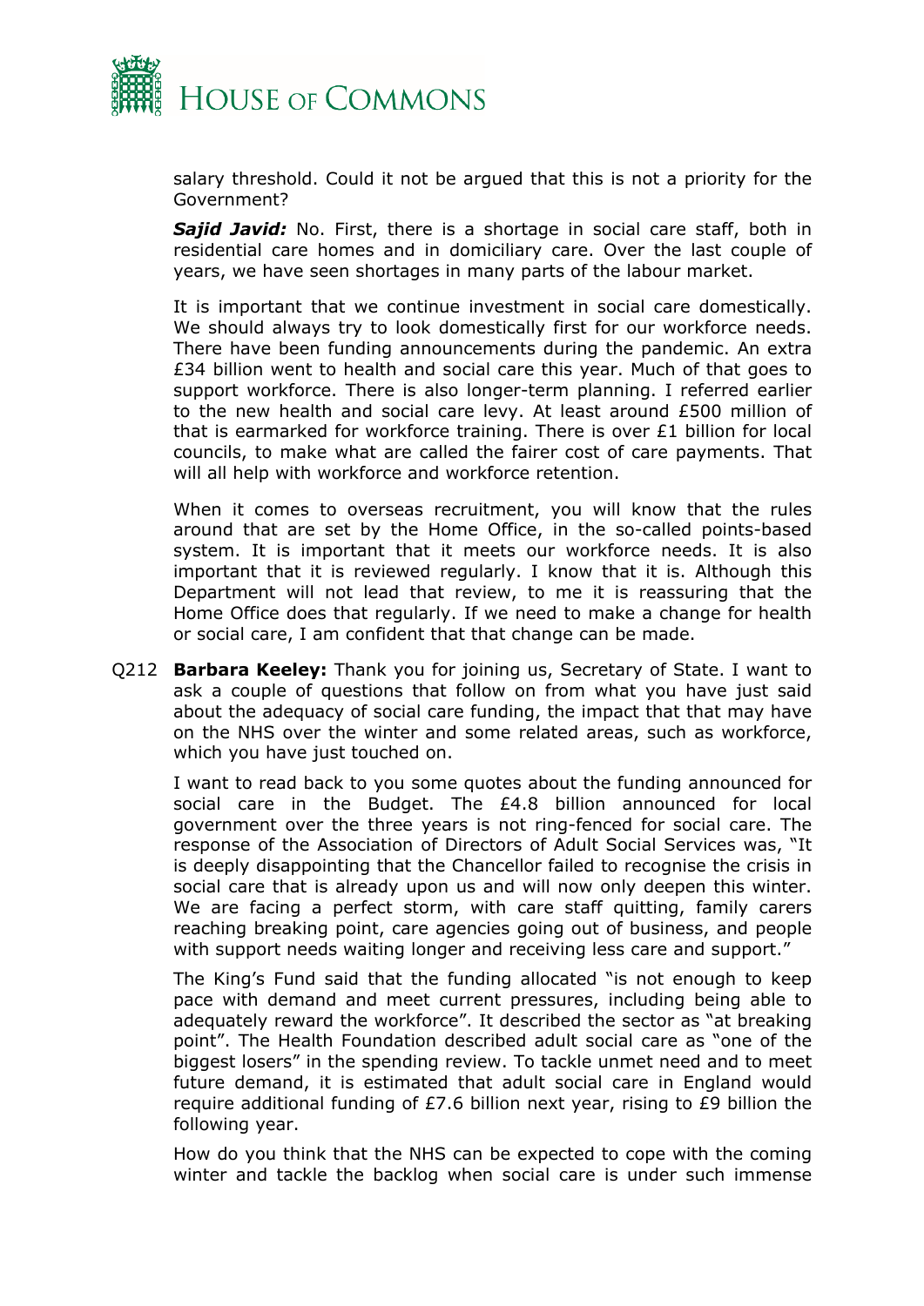salary threshold. Could it not be argued that this is not a priority for the Government?

***Sajid Javid:*** No. First, there is a shortage in social care staff, both in residential care homes and in domiciliary care. Over the last couple of years, we have seen shortages in many parts of the labour market.

It is important that we continue investment in social care domestically. We should always try to look domestically first for our workforce needs. There have been funding announcements during the pandemic. An extra £34 billion went to health and social care this year. Much of that goes to support workforce. There is also longer-term planning. I referred earlier to the new health and social care levy. At least around £500 million of that is earmarked for workforce training. There is over £1 billion for local councils, to make what are called the fairer cost of care payments. That will all help with workforce and workforce retention.

When it comes to overseas recruitment, you will know that the rules around that are set by the Home Office, in the so-called points-based system. It is important that it meets our workforce needs. It is also important that it is reviewed regularly. I know that it is. Although this Department will not lead that review, to me it is reassuring that the Home Office does that regularly. If we need to make a change for health or social care, I am confident that that change can be made.

Q212 **Barbara Keeley:** Thank you for joining us, Secretary of State. I want to ask a couple of questions that follow on from what you have just said about the adequacy of social care funding, the impact that that may have on the NHS over the winter and some related areas, such as workforce, which you have just touched on.

I want to read back to you some quotes about the funding announced for social care in the Budget. The £4.8 billion announced for local government over the three years is not ring-fenced for social care. The response of the Association of Directors of Adult Social Services was, "It is deeply disappointing that the Chancellor failed to recognise the crisis in social care that is already upon us and will now only deepen this winter. We are facing a perfect storm, with care staff quitting, family carers reaching breaking point, care agencies going out of business, and people with support needs waiting longer and receiving less care and support."

The King's Fund said that the funding allocated "is not enough to keep pace with demand and meet current pressures, including being able to adequately reward the workforce". It described the sector as "at breaking point". The Health Foundation described adult social care as "one of the biggest losers" in the spending review. To tackle unmet need and to meet future demand, it is estimated that adult social care in England would require additional funding of £7.6 billion next year, rising to £9 billion the following year.

How do you think that the NHS can be expected to cope with the coming winter and tackle the backlog when social care is under such immense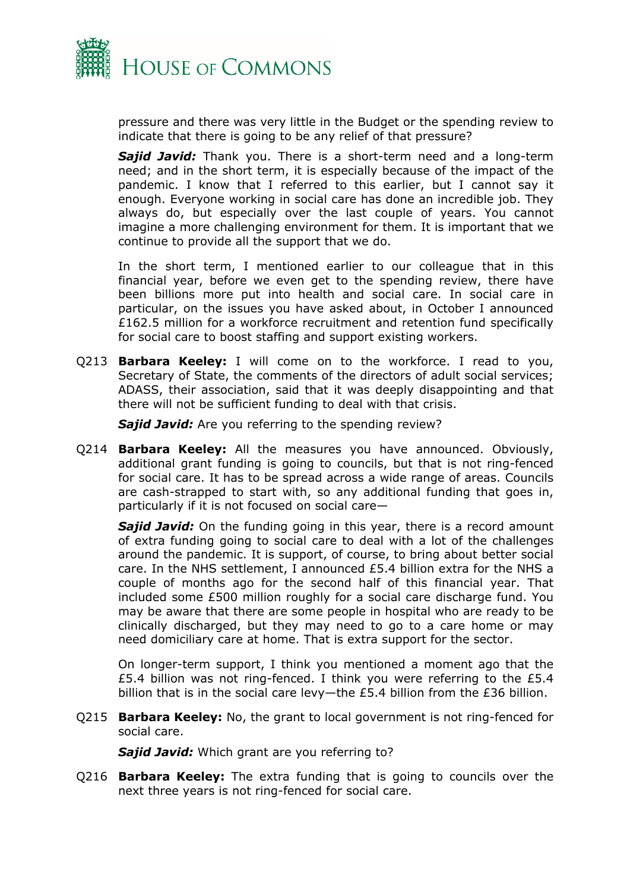pressure and there was very little in the Budget or the spending review to indicate that there is going to be any relief of that pressure?

***Sajid Javid:*** Thank you. There is a short-term need and a long-term need; and in the short term, it is especially because of the impact of the pandemic. I know that I referred to this earlier, but I cannot say it enough. Everyone working in social care has done an incredible job. They always do, but especially over the last couple of years. You cannot imagine a more challenging environment for them. It is important that we continue to provide all the support that we do.

In the short term, I mentioned earlier to our colleague that in this financial year, before we even get to the spending review, there have been billions more put into health and social care. In social care in particular, on the issues you have asked about, in October I announced £162.5 million for a workforce recruitment and retention fund specifically for social care to boost staffing and support existing workers.

Q213 **Barbara Keeley:** I will come on to the workforce. I read to you, Secretary of State, the comments of the directors of adult social services; ADASS, their association, said that it was deeply disappointing and that there will not be sufficient funding to deal with that crisis.

***Sajid Javid:*** Are you referring to the spending review?

Q214 **Barbara Keeley:** All the measures you have announced. Obviously, additional grant funding is going to councils, but that is not ring-fenced for social care. It has to be spread across a wide range of areas. Councils are cash-strapped to start with, so any additional funding that goes in, particularly if it is not focused on social care—

***Sajid Javid:*** On the funding going in this year, there is a record amount of extra funding going to social care to deal with a lot of the challenges around the pandemic. It is support, of course, to bring about better social care. In the NHS settlement, I announced £5.4 billion extra for the NHS a couple of months ago for the second half of this financial year. That included some £500 million roughly for a social care discharge fund. You may be aware that there are some people in hospital who are ready to be clinically discharged, but they may need to go to a care home or may need domiciliary care at home. That is extra support for the sector.

On longer-term support, I think you mentioned a moment ago that the £5.4 billion was not ring-fenced. I think you were referring to the £5.4 billion that is in the social care levy—the £5.4 billion from the £36 billion.

Q215 **Barbara Keeley:** No, the grant to local government is not ring-fenced for social care.

***Sajid Javid:*** Which grant are you referring to?

Q216 **Barbara Keeley:** The extra funding that is going to councils over the next three years is not ring-fenced for social care.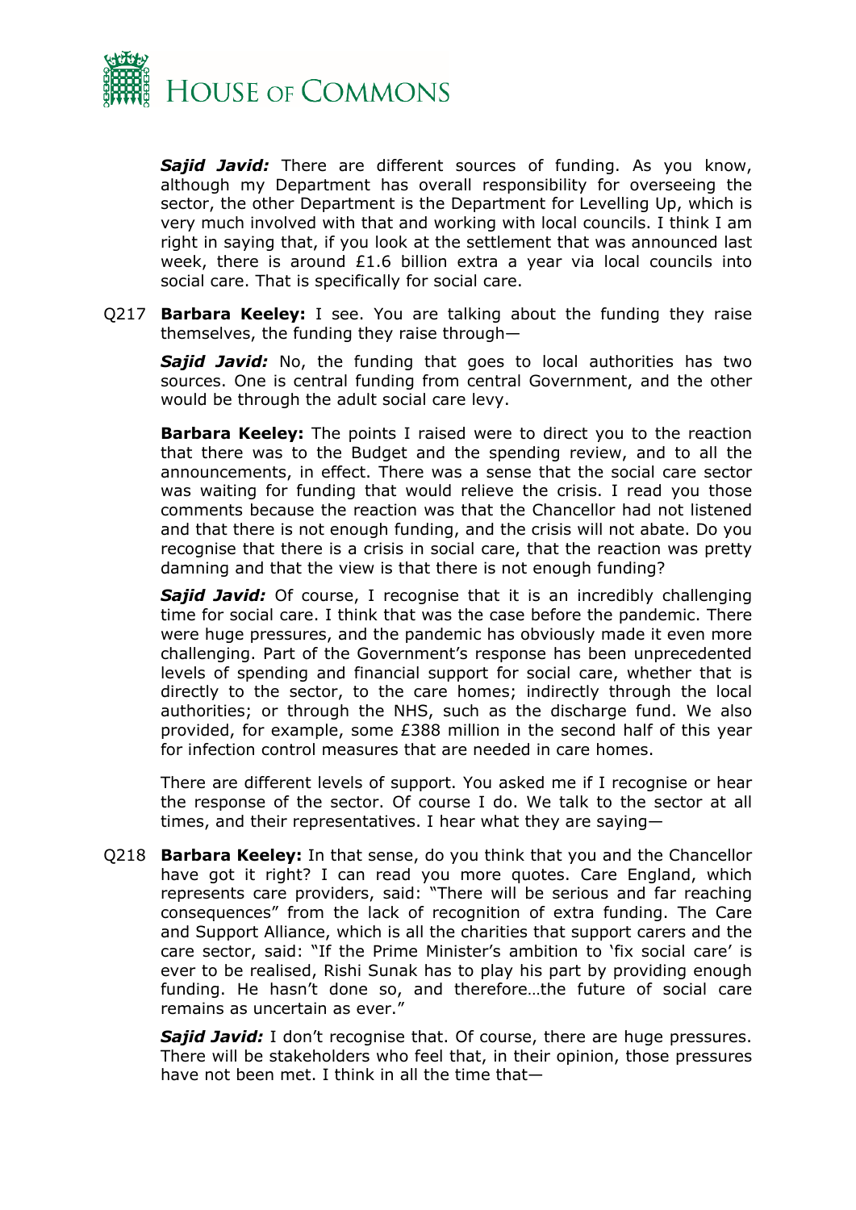***Sajid Javid:*** There are different sources of funding. As you know, although my Department has overall responsibility for overseeing the sector, the other Department is the Department for Levelling Up, which is very much involved with that and working with local councils. I think I am right in saying that, if you look at the settlement that was announced last week, there is around £1.6 billion extra a year via local councils into social care. That is specifically for social care.

Q217 **Barbara Keeley:** I see. You are talking about the funding they raise themselves, the funding they raise through—

***Sajid Javid:*** No, the funding that goes to local authorities has two sources. One is central funding from central Government, and the other would be through the adult social care levy.

**Barbara Keeley:** The points I raised were to direct you to the reaction that there was to the Budget and the spending review, and to all the announcements, in effect. There was a sense that the social care sector was waiting for funding that would relieve the crisis. I read you those comments because the reaction was that the Chancellor had not listened and that there is not enough funding, and the crisis will not abate. Do you recognise that there is a crisis in social care, that the reaction was pretty damning and that the view is that there is not enough funding?

***Sajid Javid:*** Of course, I recognise that it is an incredibly challenging time for social care. I think that was the case before the pandemic. There were huge pressures, and the pandemic has obviously made it even more challenging. Part of the Government's response has been unprecedented levels of spending and financial support for social care, whether that is directly to the sector, to the care homes; indirectly through the local authorities; or through the NHS, such as the discharge fund. We also provided, for example, some £388 million in the second half of this year for infection control measures that are needed in care homes.

There are different levels of support. You asked me if I recognise or hear the response of the sector. Of course I do. We talk to the sector at all times, and their representatives. I hear what they are saying—

Q218 **Barbara Keeley:** In that sense, do you think that you and the Chancellor have got it right? I can read you more quotes. Care England, which represents care providers, said: "There will be serious and far reaching consequences" from the lack of recognition of extra funding. The Care and Support Alliance, which is all the charities that support carers and the care sector, said: "If the Prime Minister's ambition to 'fix social care' is ever to be realised, Rishi Sunak has to play his part by providing enough funding. He hasn't done so, and therefore…the future of social care remains as uncertain as ever."

***Sajid Javid:*** I don't recognise that. Of course, there are huge pressures. There will be stakeholders who feel that, in their opinion, those pressures have not been met. I think in all the time that—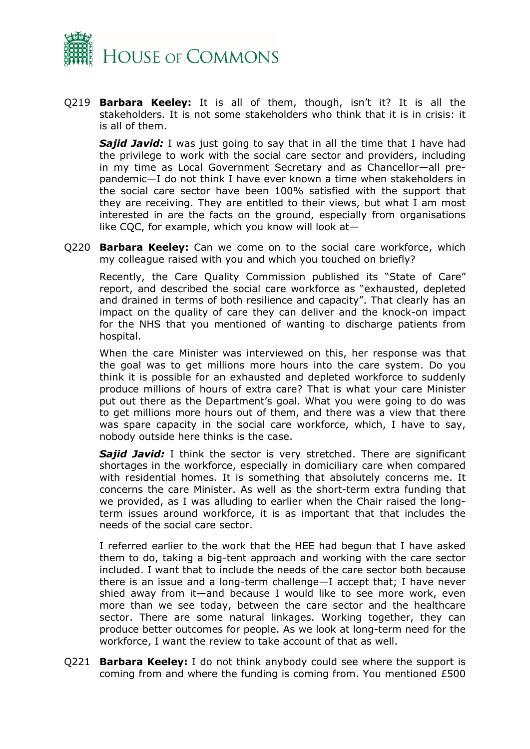Q219 **Barbara Keeley:** It is all of them, though, isn't it? It is all the stakeholders. It is not some stakeholders who think that it is in crisis: it is all of them.

***Sajid Javid:*** I was just going to say that in all the time that I have had the privilege to work with the social care sector and providers, including in my time as Local Government Secretary and as Chancellor—all pre-pandemic—I do not think I have ever known a time when stakeholders in the social care sector have been 100% satisfied with the support that they are receiving. They are entitled to their views, but what I am most interested in are the facts on the ground, especially from organisations like CQC, for example, which you know will look at—

Q220 **Barbara Keeley:** Can we come on to the social care workforce, which my colleague raised with you and which you touched on briefly?

Recently, the Care Quality Commission published its "State of Care" report, and described the social care workforce as "exhausted, depleted and drained in terms of both resilience and capacity". That clearly has an impact on the quality of care they can deliver and the knock-on impact for the NHS that you mentioned of wanting to discharge patients from hospital.

When the care Minister was interviewed on this, her response was that the goal was to get millions more hours into the care system. Do you think it is possible for an exhausted and depleted workforce to suddenly produce millions of hours of extra care? That is what your care Minister put out there as the Department's goal. What you were going to do was to get millions more hours out of them, and there was a view that there was spare capacity in the social care workforce, which, I have to say, nobody outside here thinks is the case.

***Sajid Javid:*** I think the sector is very stretched. There are significant shortages in the workforce, especially in domiciliary care when compared with residential homes. It is something that absolutely concerns me. It concerns the care Minister. As well as the short-term extra funding that we provided, as I was alluding to earlier when the Chair raised the long-term issues around workforce, it is as important that that includes the needs of the social care sector.

I referred earlier to the work that the HEE had begun that I have asked them to do, taking a big-tent approach and working with the care sector included. I want that to include the needs of the care sector both because there is an issue and a long-term challenge—I accept that; I have never shied away from it—and because I would like to see more work, even more than we see today, between the care sector and the healthcare sector. There are some natural linkages. Working together, they can produce better outcomes for people. As we look at long-term need for the workforce, I want the review to take account of that as well.

Q221 **Barbara Keeley:** I do not think anybody could see where the support is coming from and where the funding is coming from. You mentioned £500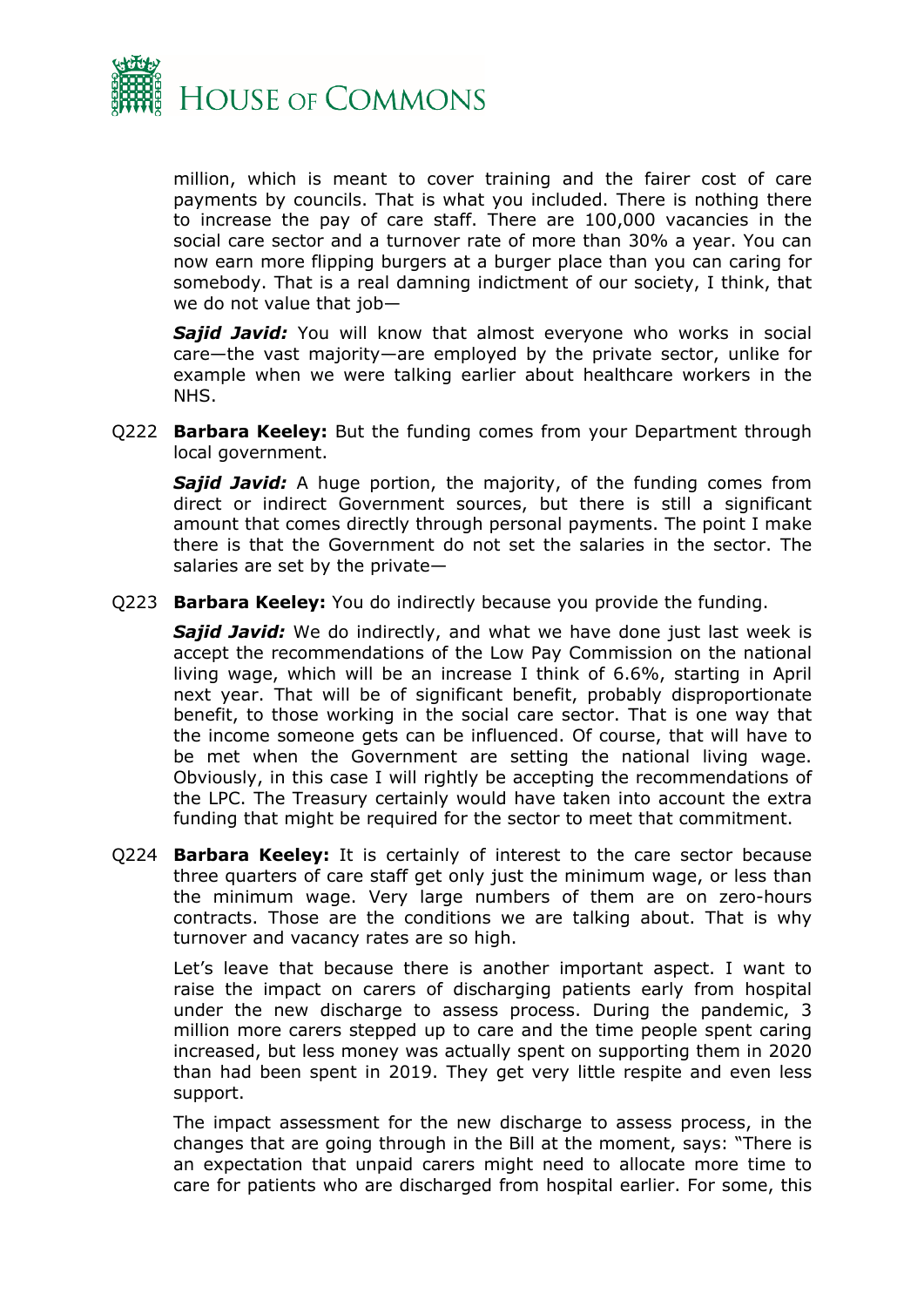million, which is meant to cover training and the fairer cost of care payments by councils. That is what you included. There is nothing there to increase the pay of care staff. There are 100,000 vacancies in the social care sector and a turnover rate of more than 30% a year. You can now earn more flipping burgers at a burger place than you can caring for somebody. That is a real damning indictment of our society, I think, that we do not value that job—

***Sajid Javid:*** You will know that almost everyone who works in social care—the vast majority—are employed by the private sector, unlike for example when we were talking earlier about healthcare workers in the NHS.

Q222 **Barbara Keeley:** But the funding comes from your Department through local government.

***Sajid Javid:*** A huge portion, the majority, of the funding comes from direct or indirect Government sources, but there is still a significant amount that comes directly through personal payments. The point I make there is that the Government do not set the salaries in the sector. The salaries are set by the private—

Q223 **Barbara Keeley:** You do indirectly because you provide the funding.

***Sajid Javid:*** We do indirectly, and what we have done just last week is accept the recommendations of the Low Pay Commission on the national living wage, which will be an increase I think of 6.6%, starting in April next year. That will be of significant benefit, probably disproportionate benefit, to those working in the social care sector. That is one way that the income someone gets can be influenced. Of course, that will have to be met when the Government are setting the national living wage. Obviously, in this case I will rightly be accepting the recommendations of the LPC. The Treasury certainly would have taken into account the extra funding that might be required for the sector to meet that commitment.

Q224 **Barbara Keeley:** It is certainly of interest to the care sector because three quarters of care staff get only just the minimum wage, or less than the minimum wage. Very large numbers of them are on zero-hours contracts. Those are the conditions we are talking about. That is why turnover and vacancy rates are so high.

Let's leave that because there is another important aspect. I want to raise the impact on carers of discharging patients early from hospital under the new discharge to assess process. During the pandemic, 3 million more carers stepped up to care and the time people spent caring increased, but less money was actually spent on supporting them in 2020 than had been spent in 2019. They get very little respite and even less support.

The impact assessment for the new discharge to assess process, in the changes that are going through in the Bill at the moment, says: "There is an expectation that unpaid carers might need to allocate more time to care for patients who are discharged from hospital earlier. For some, this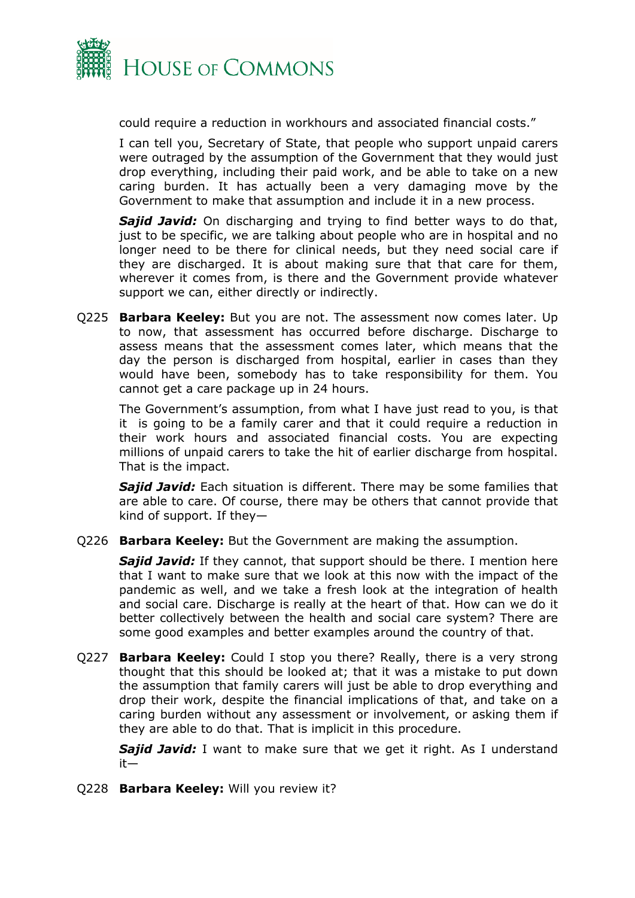could require a reduction in workhours and associated financial costs."

I can tell you, Secretary of State, that people who support unpaid carers were outraged by the assumption of the Government that they would just drop everything, including their paid work, and be able to take on a new caring burden. It has actually been a very damaging move by the Government to make that assumption and include it in a new process.

***Sajid Javid:*** On discharging and trying to find better ways to do that, just to be specific, we are talking about people who are in hospital and no longer need to be there for clinical needs, but they need social care if they are discharged. It is about making sure that that care for them, wherever it comes from, is there and the Government provide whatever support we can, either directly or indirectly.

Q225 **Barbara Keeley:** But you are not. The assessment now comes later. Up to now, that assessment has occurred before discharge. Discharge to assess means that the assessment comes later, which means that the day the person is discharged from hospital, earlier in cases than they would have been, somebody has to take responsibility for them. You cannot get a care package up in 24 hours.

The Government's assumption, from what I have just read to you, is that it is going to be a family carer and that it could require a reduction in their work hours and associated financial costs. You are expecting millions of unpaid carers to take the hit of earlier discharge from hospital. That is the impact.

***Sajid Javid:*** Each situation is different. There may be some families that are able to care. Of course, there may be others that cannot provide that kind of support. If they—

Q226 **Barbara Keeley:** But the Government are making the assumption.

***Sajid Javid:*** If they cannot, that support should be there. I mention here that I want to make sure that we look at this now with the impact of the pandemic as well, and we take a fresh look at the integration of health and social care. Discharge is really at the heart of that. How can we do it better collectively between the health and social care system? There are some good examples and better examples around the country of that.

Q227 **Barbara Keeley:** Could I stop you there? Really, there is a very strong thought that this should be looked at; that it was a mistake to put down the assumption that family carers will just be able to drop everything and drop their work, despite the financial implications of that, and take on a caring burden without any assessment or involvement, or asking them if they are able to do that. That is implicit in this procedure.

***Sajid Javid:*** I want to make sure that we get it right. As I understand it—

Q228 **Barbara Keeley:** Will you review it?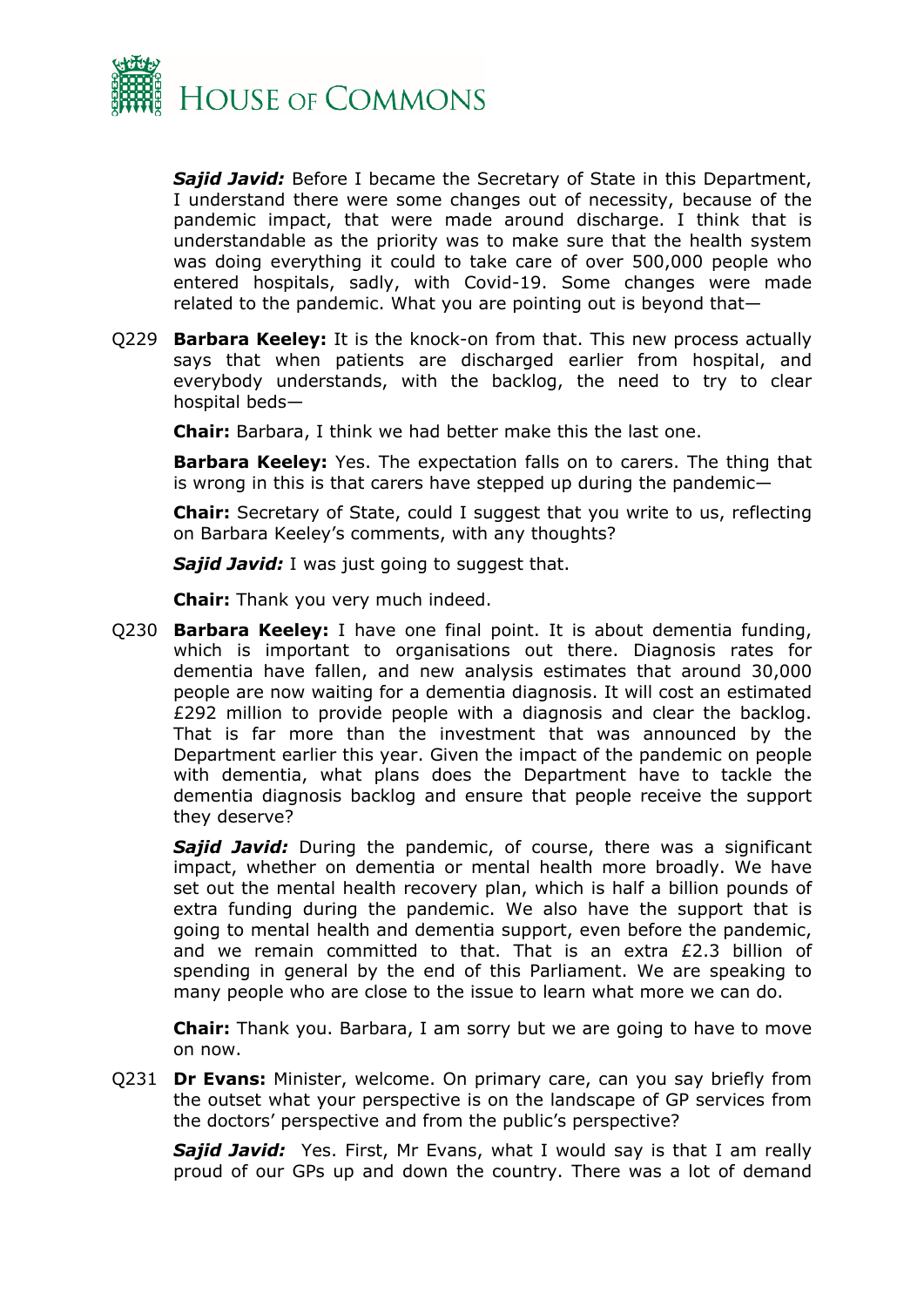***Sajid Javid:*** Before I became the Secretary of State in this Department, I understand there were some changes out of necessity, because of the pandemic impact, that were made around discharge. I think that is understandable as the priority was to make sure that the health system was doing everything it could to take care of over 500,000 people who entered hospitals, sadly, with Covid-19. Some changes were made related to the pandemic. What you are pointing out is beyond that—

Q229 **Barbara Keeley:** It is the knock-on from that. This new process actually says that when patients are discharged earlier from hospital, and everybody understands, with the backlog, the need to try to clear hospital beds—

**Chair:** Barbara, I think we had better make this the last one.

**Barbara Keeley:** Yes. The expectation falls on to carers. The thing that is wrong in this is that carers have stepped up during the pandemic—

**Chair:** Secretary of State, could I suggest that you write to us, reflecting on Barbara Keeley's comments, with any thoughts?

***Sajid Javid:*** I was just going to suggest that.

**Chair:** Thank you very much indeed.

Q230 **Barbara Keeley:** I have one final point. It is about dementia funding, which is important to organisations out there. Diagnosis rates for dementia have fallen, and new analysis estimates that around 30,000 people are now waiting for a dementia diagnosis. It will cost an estimated £292 million to provide people with a diagnosis and clear the backlog. That is far more than the investment that was announced by the Department earlier this year. Given the impact of the pandemic on people with dementia, what plans does the Department have to tackle the dementia diagnosis backlog and ensure that people receive the support they deserve?

***Sajid Javid:*** During the pandemic, of course, there was a significant impact, whether on dementia or mental health more broadly. We have set out the mental health recovery plan, which is half a billion pounds of extra funding during the pandemic. We also have the support that is going to mental health and dementia support, even before the pandemic, and we remain committed to that. That is an extra £2.3 billion of spending in general by the end of this Parliament. We are speaking to many people who are close to the issue to learn what more we can do.

**Chair:** Thank you. Barbara, I am sorry but we are going to have to move on now.

Q231 **Dr Evans:** Minister, welcome. On primary care, can you say briefly from the outset what your perspective is on the landscape of GP services from the doctors' perspective and from the public's perspective?

***Sajid Javid:*** Yes. First, Mr Evans, what I would say is that I am really proud of our GPs up and down the country. There was a lot of demand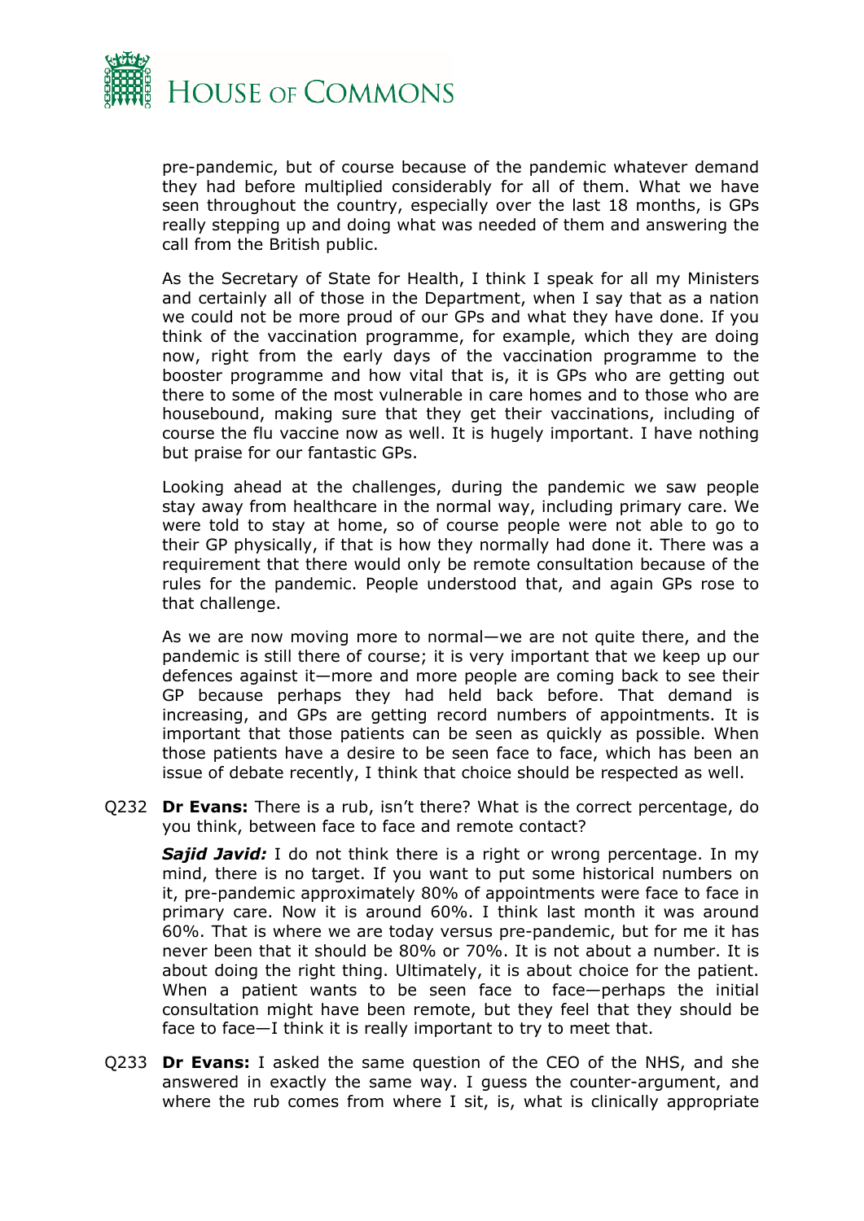pre-pandemic, but of course because of the pandemic whatever demand they had before multiplied considerably for all of them. What we have seen throughout the country, especially over the last 18 months, is GPs really stepping up and doing what was needed of them and answering the call from the British public.

As the Secretary of State for Health, I think I speak for all my Ministers and certainly all of those in the Department, when I say that as a nation we could not be more proud of our GPs and what they have done. If you think of the vaccination programme, for example, which they are doing now, right from the early days of the vaccination programme to the booster programme and how vital that is, it is GPs who are getting out there to some of the most vulnerable in care homes and to those who are housebound, making sure that they get their vaccinations, including of course the flu vaccine now as well. It is hugely important. I have nothing but praise for our fantastic GPs.

Looking ahead at the challenges, during the pandemic we saw people stay away from healthcare in the normal way, including primary care. We were told to stay at home, so of course people were not able to go to their GP physically, if that is how they normally had done it. There was a requirement that there would only be remote consultation because of the rules for the pandemic. People understood that, and again GPs rose to that challenge.

As we are now moving more to normal—we are not quite there, and the pandemic is still there of course; it is very important that we keep up our defences against it—more and more people are coming back to see their GP because perhaps they had held back before. That demand is increasing, and GPs are getting record numbers of appointments. It is important that those patients can be seen as quickly as possible. When those patients have a desire to be seen face to face, which has been an issue of debate recently, I think that choice should be respected as well.

Q232 **Dr Evans:** There is a rub, isn't there? What is the correct percentage, do you think, between face to face and remote contact?

***Sajid Javid:*** I do not think there is a right or wrong percentage. In my mind, there is no target. If you want to put some historical numbers on it, pre-pandemic approximately 80% of appointments were face to face in primary care. Now it is around 60%. I think last month it was around 60%. That is where we are today versus pre-pandemic, but for me it has never been that it should be 80% or 70%. It is not about a number. It is about doing the right thing. Ultimately, it is about choice for the patient. When a patient wants to be seen face to face—perhaps the initial consultation might have been remote, but they feel that they should be face to face—I think it is really important to try to meet that.

Q233 **Dr Evans:** I asked the same question of the CEO of the NHS, and she answered in exactly the same way. I guess the counter-argument, and where the rub comes from where I sit, is, what is clinically appropriate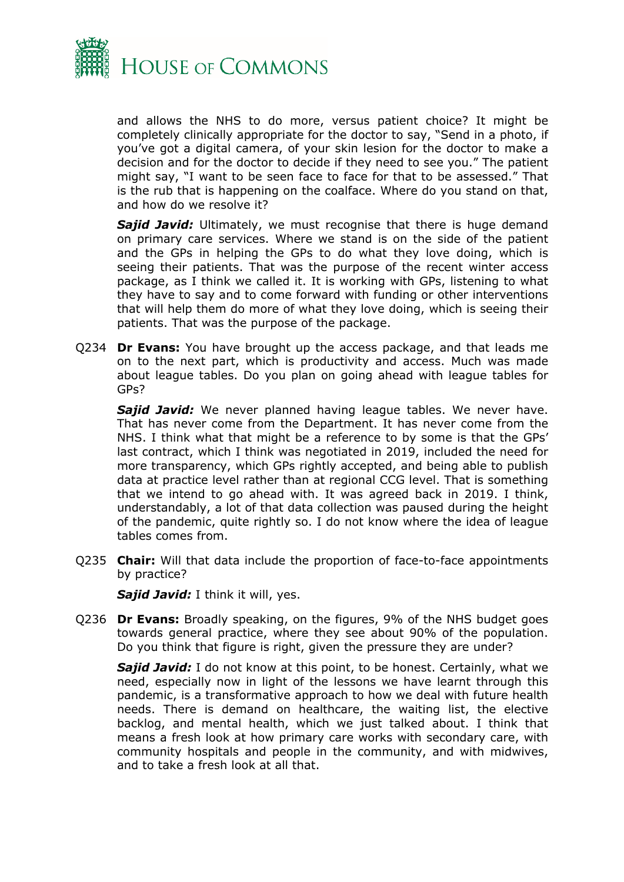and allows the NHS to do more, versus patient choice? It might be completely clinically appropriate for the doctor to say, "Send in a photo, if you've got a digital camera, of your skin lesion for the doctor to make a decision and for the doctor to decide if they need to see you." The patient might say, "I want to be seen face to face for that to be assessed." That is the rub that is happening on the coalface. Where do you stand on that, and how do we resolve it?

***Sajid Javid:*** Ultimately, we must recognise that there is huge demand on primary care services. Where we stand is on the side of the patient and the GPs in helping the GPs to do what they love doing, which is seeing their patients. That was the purpose of the recent winter access package, as I think we called it. It is working with GPs, listening to what they have to say and to come forward with funding or other interventions that will help them do more of what they love doing, which is seeing their patients. That was the purpose of the package.

Q234 **Dr Evans:** You have brought up the access package, and that leads me on to the next part, which is productivity and access. Much was made about league tables. Do you plan on going ahead with league tables for GPs?

***Sajid Javid:*** We never planned having league tables. We never have. That has never come from the Department. It has never come from the NHS. I think what that might be a reference to by some is that the GPs' last contract, which I think was negotiated in 2019, included the need for more transparency, which GPs rightly accepted, and being able to publish data at practice level rather than at regional CCG level. That is something that we intend to go ahead with. It was agreed back in 2019. I think, understandably, a lot of that data collection was paused during the height of the pandemic, quite rightly so. I do not know where the idea of league tables comes from.

Q235 **Chair:** Will that data include the proportion of face-to-face appointments by practice?

***Sajid Javid:*** I think it will, yes.

Q236 **Dr Evans:** Broadly speaking, on the figures, 9% of the NHS budget goes towards general practice, where they see about 90% of the population. Do you think that figure is right, given the pressure they are under?

***Sajid Javid:*** I do not know at this point, to be honest. Certainly, what we need, especially now in light of the lessons we have learnt through this pandemic, is a transformative approach to how we deal with future health needs. There is demand on healthcare, the waiting list, the elective backlog, and mental health, which we just talked about. I think that means a fresh look at how primary care works with secondary care, with community hospitals and people in the community, and with midwives, and to take a fresh look at all that.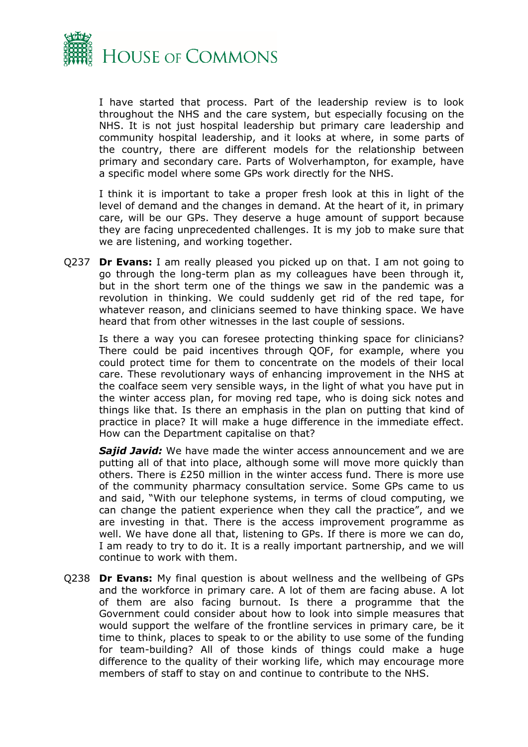I have started that process. Part of the leadership review is to look throughout the NHS and the care system, but especially focusing on the NHS. It is not just hospital leadership but primary care leadership and community hospital leadership, and it looks at where, in some parts of the country, there are different models for the relationship between primary and secondary care. Parts of Wolverhampton, for example, have a specific model where some GPs work directly for the NHS.

I think it is important to take a proper fresh look at this in light of the level of demand and the changes in demand. At the heart of it, in primary care, will be our GPs. They deserve a huge amount of support because they are facing unprecedented challenges. It is my job to make sure that we are listening, and working together.

Q237 **Dr Evans:** I am really pleased you picked up on that. I am not going to go through the long-term plan as my colleagues have been through it, but in the short term one of the things we saw in the pandemic was a revolution in thinking. We could suddenly get rid of the red tape, for whatever reason, and clinicians seemed to have thinking space. We have heard that from other witnesses in the last couple of sessions.

Is there a way you can foresee protecting thinking space for clinicians? There could be paid incentives through QOF, for example, where you could protect time for them to concentrate on the models of their local care. These revolutionary ways of enhancing improvement in the NHS at the coalface seem very sensible ways, in the light of what you have put in the winter access plan, for moving red tape, who is doing sick notes and things like that. Is there an emphasis in the plan on putting that kind of practice in place? It will make a huge difference in the immediate effect. How can the Department capitalise on that?

***Sajid Javid:*** We have made the winter access announcement and we are putting all of that into place, although some will move more quickly than others. There is £250 million in the winter access fund. There is more use of the community pharmacy consultation service. Some GPs came to us and said, "With our telephone systems, in terms of cloud computing, we can change the patient experience when they call the practice", and we are investing in that. There is the access improvement programme as well. We have done all that, listening to GPs. If there is more we can do, I am ready to try to do it. It is a really important partnership, and we will continue to work with them.

Q238 **Dr Evans:** My final question is about wellness and the wellbeing of GPs and the workforce in primary care. A lot of them are facing abuse. A lot of them are also facing burnout. Is there a programme that the Government could consider about how to look into simple measures that would support the welfare of the frontline services in primary care, be it time to think, places to speak to or the ability to use some of the funding for team-building? All of those kinds of things could make a huge difference to the quality of their working life, which may encourage more members of staff to stay on and continue to contribute to the NHS.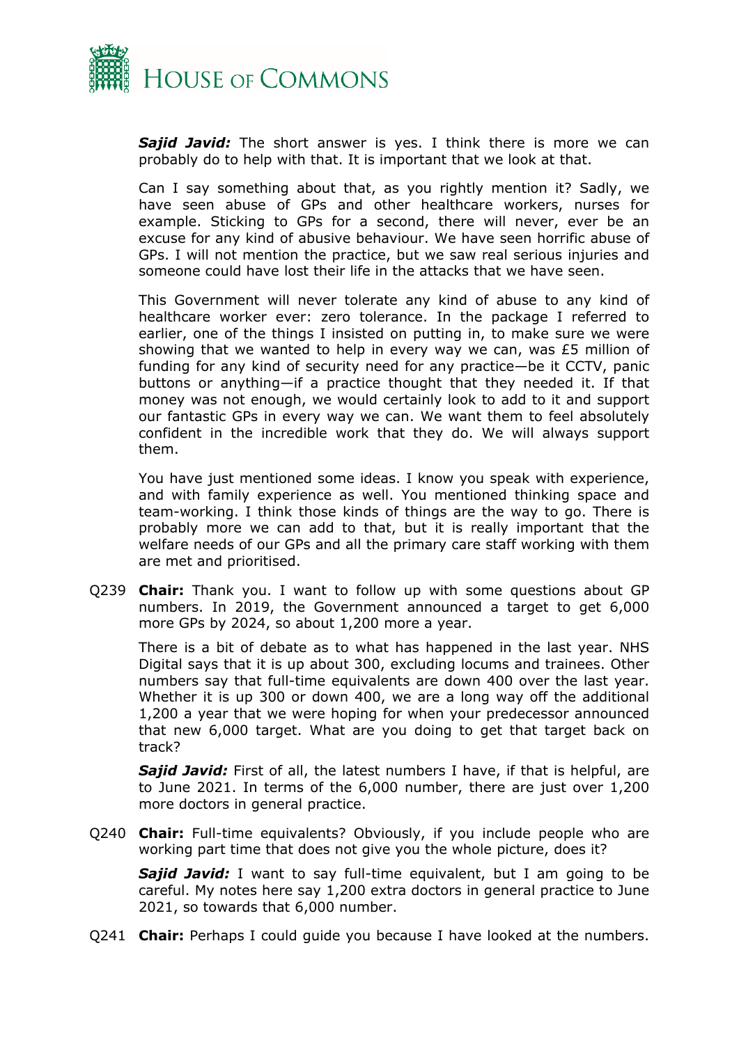***Sajid Javid:*** The short answer is yes. I think there is more we can probably do to help with that. It is important that we look at that.

Can I say something about that, as you rightly mention it? Sadly, we have seen abuse of GPs and other healthcare workers, nurses for example. Sticking to GPs for a second, there will never, ever be an excuse for any kind of abusive behaviour. We have seen horrific abuse of GPs. I will not mention the practice, but we saw real serious injuries and someone could have lost their life in the attacks that we have seen.

This Government will never tolerate any kind of abuse to any kind of healthcare worker ever: zero tolerance. In the package I referred to earlier, one of the things I insisted on putting in, to make sure we were showing that we wanted to help in every way we can, was £5 million of funding for any kind of security need for any practice—be it CCTV, panic buttons or anything—if a practice thought that they needed it. If that money was not enough, we would certainly look to add to it and support our fantastic GPs in every way we can. We want them to feel absolutely confident in the incredible work that they do. We will always support them.

You have just mentioned some ideas. I know you speak with experience, and with family experience as well. You mentioned thinking space and team-working. I think those kinds of things are the way to go. There is probably more we can add to that, but it is really important that the welfare needs of our GPs and all the primary care staff working with them are met and prioritised.

Q239 **Chair:** Thank you. I want to follow up with some questions about GP numbers. In 2019, the Government announced a target to get 6,000 more GPs by 2024, so about 1,200 more a year.

There is a bit of debate as to what has happened in the last year. NHS Digital says that it is up about 300, excluding locums and trainees. Other numbers say that full-time equivalents are down 400 over the last year. Whether it is up 300 or down 400, we are a long way off the additional 1,200 a year that we were hoping for when your predecessor announced that new 6,000 target. What are you doing to get that target back on track?

***Sajid Javid:*** First of all, the latest numbers I have, if that is helpful, are to June 2021. In terms of the 6,000 number, there are just over 1,200 more doctors in general practice.

Q240 **Chair:** Full-time equivalents? Obviously, if you include people who are working part time that does not give you the whole picture, does it?

***Sajid Javid:*** I want to say full-time equivalent, but I am going to be careful. My notes here say 1,200 extra doctors in general practice to June 2021, so towards that 6,000 number.

Q241 **Chair:** Perhaps I could guide you because I have looked at the numbers.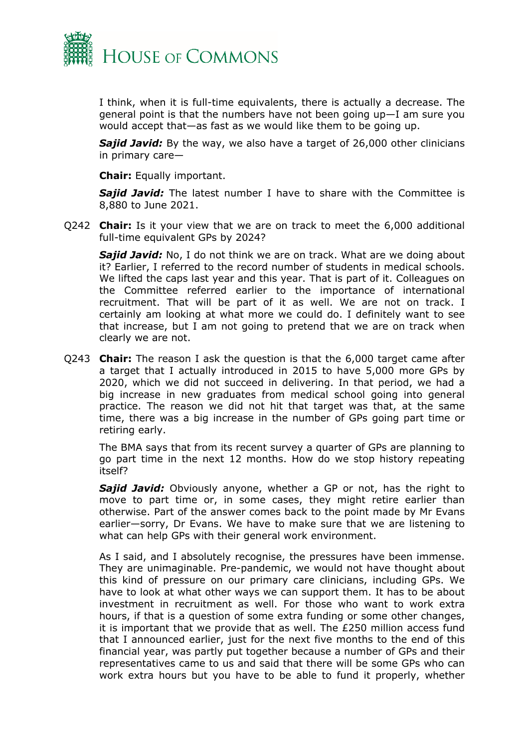I think, when it is full-time equivalents, there is actually a decrease. The general point is that the numbers have not been going up—I am sure you would accept that—as fast as we would like them to be going up.

***Sajid Javid:*** By the way, we also have a target of 26,000 other clinicians in primary care—

**Chair:** Equally important.

***Sajid Javid:*** The latest number I have to share with the Committee is 8,880 to June 2021.

Q242 **Chair:** Is it your view that we are on track to meet the 6,000 additional full-time equivalent GPs by 2024?

***Sajid Javid:*** No, I do not think we are on track. What are we doing about it? Earlier, I referred to the record number of students in medical schools. We lifted the caps last year and this year. That is part of it. Colleagues on the Committee referred earlier to the importance of international recruitment. That will be part of it as well. We are not on track. I certainly am looking at what more we could do. I definitely want to see that increase, but I am not going to pretend that we are on track when clearly we are not.

Q243 **Chair:** The reason I ask the question is that the 6,000 target came after a target that I actually introduced in 2015 to have 5,000 more GPs by 2020, which we did not succeed in delivering. In that period, we had a big increase in new graduates from medical school going into general practice. The reason we did not hit that target was that, at the same time, there was a big increase in the number of GPs going part time or retiring early.

The BMA says that from its recent survey a quarter of GPs are planning to go part time in the next 12 months. How do we stop history repeating itself?

***Sajid Javid:*** Obviously anyone, whether a GP or not, has the right to move to part time or, in some cases, they might retire earlier than otherwise. Part of the answer comes back to the point made by Mr Evans earlier—sorry, Dr Evans. We have to make sure that we are listening to what can help GPs with their general work environment.

As I said, and I absolutely recognise, the pressures have been immense. They are unimaginable. Pre-pandemic, we would not have thought about this kind of pressure on our primary care clinicians, including GPs. We have to look at what other ways we can support them. It has to be about investment in recruitment as well. For those who want to work extra hours, if that is a question of some extra funding or some other changes, it is important that we provide that as well. The £250 million access fund that I announced earlier, just for the next five months to the end of this financial year, was partly put together because a number of GPs and their representatives came to us and said that there will be some GPs who can work extra hours but you have to be able to fund it properly, whether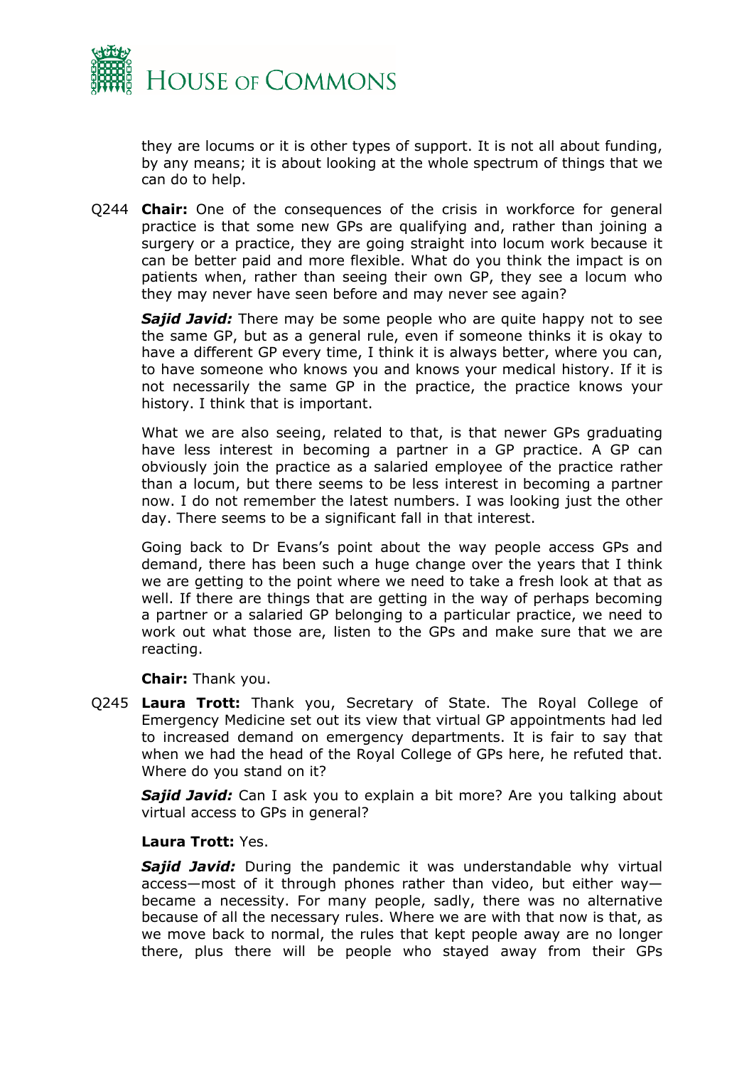they are locums or it is other types of support. It is not all about funding, by any means; it is about looking at the whole spectrum of things that we can do to help.

Q244 **Chair:** One of the consequences of the crisis in workforce for general practice is that some new GPs are qualifying and, rather than joining a surgery or a practice, they are going straight into locum work because it can be better paid and more flexible. What do you think the impact is on patients when, rather than seeing their own GP, they see a locum who they may never have seen before and may never see again?

***Sajid Javid:*** There may be some people who are quite happy not to see the same GP, but as a general rule, even if someone thinks it is okay to have a different GP every time, I think it is always better, where you can, to have someone who knows you and knows your medical history. If it is not necessarily the same GP in the practice, the practice knows your history. I think that is important.

What we are also seeing, related to that, is that newer GPs graduating have less interest in becoming a partner in a GP practice. A GP can obviously join the practice as a salaried employee of the practice rather than a locum, but there seems to be less interest in becoming a partner now. I do not remember the latest numbers. I was looking just the other day. There seems to be a significant fall in that interest.

Going back to Dr Evans's point about the way people access GPs and demand, there has been such a huge change over the years that I think we are getting to the point where we need to take a fresh look at that as well. If there are things that are getting in the way of perhaps becoming a partner or a salaried GP belonging to a particular practice, we need to work out what those are, listen to the GPs and make sure that we are reacting.

**Chair:** Thank you.

Q245 **Laura Trott:** Thank you, Secretary of State. The Royal College of Emergency Medicine set out its view that virtual GP appointments had led to increased demand on emergency departments. It is fair to say that when we had the head of the Royal College of GPs here, he refuted that. Where do you stand on it?

***Sajid Javid:*** Can I ask you to explain a bit more? Are you talking about virtual access to GPs in general?

**Laura Trott:** Yes.

***Sajid Javid:*** During the pandemic it was understandable why virtual access—most of it through phones rather than video, but either way—became a necessity. For many people, sadly, there was no alternative because of all the necessary rules. Where we are with that now is that, as we move back to normal, the rules that kept people away are no longer there, plus there will be people who stayed away from their GPs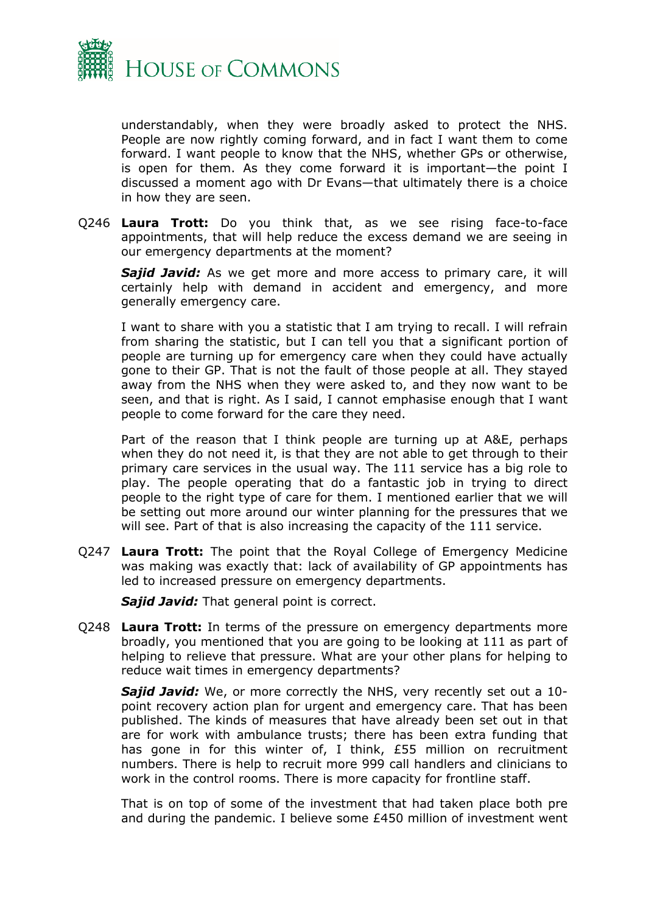understandably, when they were broadly asked to protect the NHS. People are now rightly coming forward, and in fact I want them to come forward. I want people to know that the NHS, whether GPs or otherwise, is open for them. As they come forward it is important—the point I discussed a moment ago with Dr Evans—that ultimately there is a choice in how they are seen.

Q246 **Laura Trott:** Do you think that, as we see rising face-to-face appointments, that will help reduce the excess demand we are seeing in our emergency departments at the moment?

***Sajid Javid:*** As we get more and more access to primary care, it will certainly help with demand in accident and emergency, and more generally emergency care.

I want to share with you a statistic that I am trying to recall. I will refrain from sharing the statistic, but I can tell you that a significant portion of people are turning up for emergency care when they could have actually gone to their GP. That is not the fault of those people at all. They stayed away from the NHS when they were asked to, and they now want to be seen, and that is right. As I said, I cannot emphasise enough that I want people to come forward for the care they need.

Part of the reason that I think people are turning up at A&E, perhaps when they do not need it, is that they are not able to get through to their primary care services in the usual way. The 111 service has a big role to play. The people operating that do a fantastic job in trying to direct people to the right type of care for them. I mentioned earlier that we will be setting out more around our winter planning for the pressures that we will see. Part of that is also increasing the capacity of the 111 service.

Q247 **Laura Trott:** The point that the Royal College of Emergency Medicine was making was exactly that: lack of availability of GP appointments has led to increased pressure on emergency departments.

***Sajid Javid:*** That general point is correct.

Q248 **Laura Trott:** In terms of the pressure on emergency departments more broadly, you mentioned that you are going to be looking at 111 as part of helping to relieve that pressure. What are your other plans for helping to reduce wait times in emergency departments?

***Sajid Javid:*** We, or more correctly the NHS, very recently set out a 10-point recovery action plan for urgent and emergency care. That has been published. The kinds of measures that have already been set out in that are for work with ambulance trusts; there has been extra funding that has gone in for this winter of, I think, £55 million on recruitment numbers. There is help to recruit more 999 call handlers and clinicians to work in the control rooms. There is more capacity for frontline staff.

That is on top of some of the investment that had taken place both pre and during the pandemic. I believe some £450 million of investment went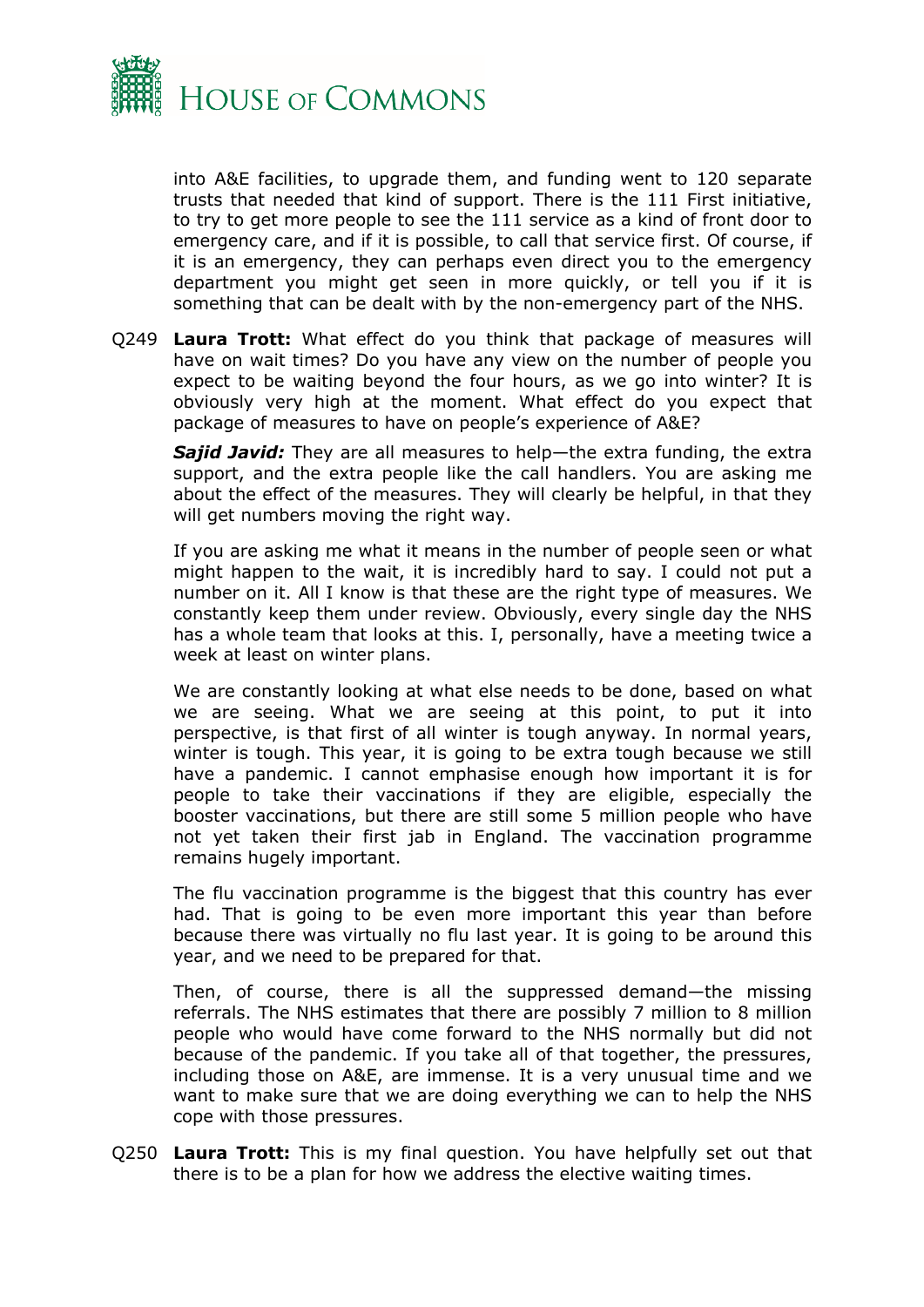into A&E facilities, to upgrade them, and funding went to 120 separate trusts that needed that kind of support. There is the 111 First initiative, to try to get more people to see the 111 service as a kind of front door to emergency care, and if it is possible, to call that service first. Of course, if it is an emergency, they can perhaps even direct you to the emergency department you might get seen in more quickly, or tell you if it is something that can be dealt with by the non-emergency part of the NHS.

Q249 **Laura Trott:** What effect do you think that package of measures will have on wait times? Do you have any view on the number of people you expect to be waiting beyond the four hours, as we go into winter? It is obviously very high at the moment. What effect do you expect that package of measures to have on people's experience of A&E?

***Sajid Javid:*** They are all measures to help—the extra funding, the extra support, and the extra people like the call handlers. You are asking me about the effect of the measures. They will clearly be helpful, in that they will get numbers moving the right way.

If you are asking me what it means in the number of people seen or what might happen to the wait, it is incredibly hard to say. I could not put a number on it. All I know is that these are the right type of measures. We constantly keep them under review. Obviously, every single day the NHS has a whole team that looks at this. I, personally, have a meeting twice a week at least on winter plans.

We are constantly looking at what else needs to be done, based on what we are seeing. What we are seeing at this point, to put it into perspective, is that first of all winter is tough anyway. In normal years, winter is tough. This year, it is going to be extra tough because we still have a pandemic. I cannot emphasise enough how important it is for people to take their vaccinations if they are eligible, especially the booster vaccinations, but there are still some 5 million people who have not yet taken their first jab in England. The vaccination programme remains hugely important.

The flu vaccination programme is the biggest that this country has ever had. That is going to be even more important this year than before because there was virtually no flu last year. It is going to be around this year, and we need to be prepared for that.

Then, of course, there is all the suppressed demand—the missing referrals. The NHS estimates that there are possibly 7 million to 8 million people who would have come forward to the NHS normally but did not because of the pandemic. If you take all of that together, the pressures, including those on A&E, are immense. It is a very unusual time and we want to make sure that we are doing everything we can to help the NHS cope with those pressures.

Q250 **Laura Trott:** This is my final question. You have helpfully set out that there is to be a plan for how we address the elective waiting times.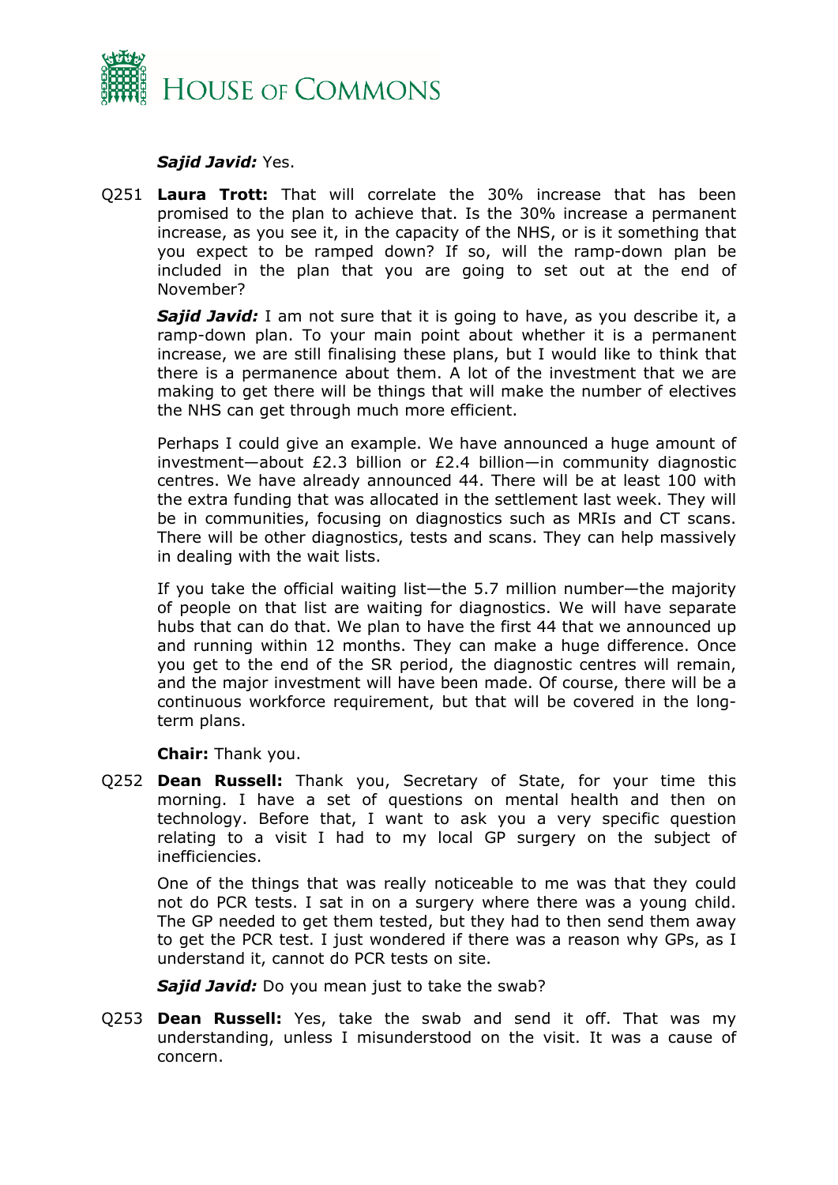***Sajid Javid:*** Yes.

Q251 **Laura Trott:** That will correlate the 30% increase that has been promised to the plan to achieve that. Is the 30% increase a permanent increase, as you see it, in the capacity of the NHS, or is it something that you expect to be ramped down? If so, will the ramp-down plan be included in the plan that you are going to set out at the end of November?

***Sajid Javid:*** I am not sure that it is going to have, as you describe it, a ramp-down plan. To your main point about whether it is a permanent increase, we are still finalising these plans, but I would like to think that there is a permanence about them. A lot of the investment that we are making to get there will be things that will make the number of electives the NHS can get through much more efficient.

Perhaps I could give an example. We have announced a huge amount of investment—about £2.3 billion or £2.4 billion—in community diagnostic centres. We have already announced 44. There will be at least 100 with the extra funding that was allocated in the settlement last week. They will be in communities, focusing on diagnostics such as MRIs and CT scans. There will be other diagnostics, tests and scans. They can help massively in dealing with the wait lists.

If you take the official waiting list—the 5.7 million number—the majority of people on that list are waiting for diagnostics. We will have separate hubs that can do that. We plan to have the first 44 that we announced up and running within 12 months. They can make a huge difference. Once you get to the end of the SR period, the diagnostic centres will remain, and the major investment will have been made. Of course, there will be a continuous workforce requirement, but that will be covered in the long-term plans.

**Chair:** Thank you.

Q252 **Dean Russell:** Thank you, Secretary of State, for your time this morning. I have a set of questions on mental health and then on technology. Before that, I want to ask you a very specific question relating to a visit I had to my local GP surgery on the subject of inefficiencies.

One of the things that was really noticeable to me was that they could not do PCR tests. I sat in on a surgery where there was a young child. The GP needed to get them tested, but they had to then send them away to get the PCR test. I just wondered if there was a reason why GPs, as I understand it, cannot do PCR tests on site.

***Sajid Javid:*** Do you mean just to take the swab?

Q253 **Dean Russell:** Yes, take the swab and send it off. That was my understanding, unless I misunderstood on the visit. It was a cause of concern.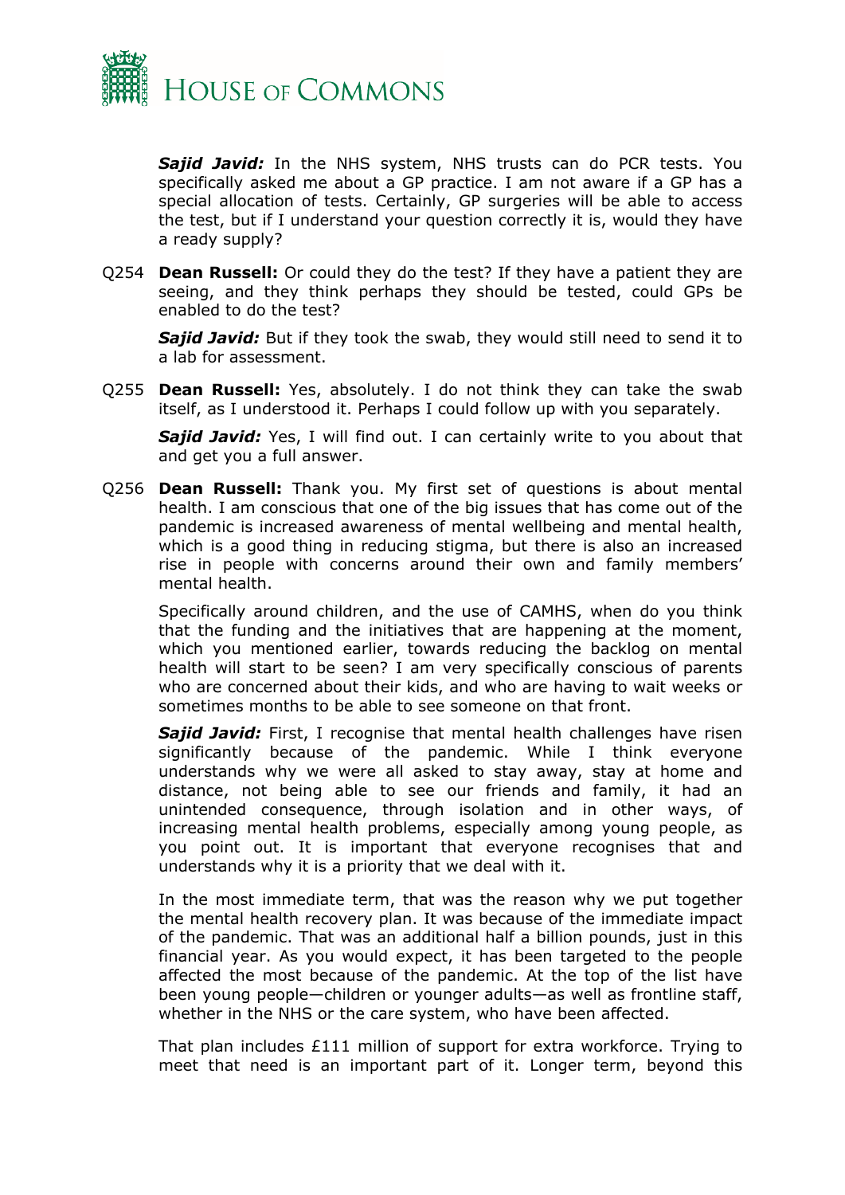***Sajid Javid:*** In the NHS system, NHS trusts can do PCR tests. You specifically asked me about a GP practice. I am not aware if a GP has a special allocation of tests. Certainly, GP surgeries will be able to access the test, but if I understand your question correctly it is, would they have a ready supply?

Q254 **Dean Russell:** Or could they do the test? If they have a patient they are seeing, and they think perhaps they should be tested, could GPs be enabled to do the test?

***Sajid Javid:*** But if they took the swab, they would still need to send it to a lab for assessment.

Q255 **Dean Russell:** Yes, absolutely. I do not think they can take the swab itself, as I understood it. Perhaps I could follow up with you separately.

***Sajid Javid:*** Yes, I will find out. I can certainly write to you about that and get you a full answer.

Q256 **Dean Russell:** Thank you. My first set of questions is about mental health. I am conscious that one of the big issues that has come out of the pandemic is increased awareness of mental wellbeing and mental health, which is a good thing in reducing stigma, but there is also an increased rise in people with concerns around their own and family members' mental health.

Specifically around children, and the use of CAMHS, when do you think that the funding and the initiatives that are happening at the moment, which you mentioned earlier, towards reducing the backlog on mental health will start to be seen? I am very specifically conscious of parents who are concerned about their kids, and who are having to wait weeks or sometimes months to be able to see someone on that front.

***Sajid Javid:*** First, I recognise that mental health challenges have risen significantly because of the pandemic. While I think everyone understands why we were all asked to stay away, stay at home and distance, not being able to see our friends and family, it had an unintended consequence, through isolation and in other ways, of increasing mental health problems, especially among young people, as you point out. It is important that everyone recognises that and understands why it is a priority that we deal with it.

In the most immediate term, that was the reason why we put together the mental health recovery plan. It was because of the immediate impact of the pandemic. That was an additional half a billion pounds, just in this financial year. As you would expect, it has been targeted to the people affected the most because of the pandemic. At the top of the list have been young people—children or younger adults—as well as frontline staff, whether in the NHS or the care system, who have been affected.

That plan includes £111 million of support for extra workforce. Trying to meet that need is an important part of it. Longer term, beyond this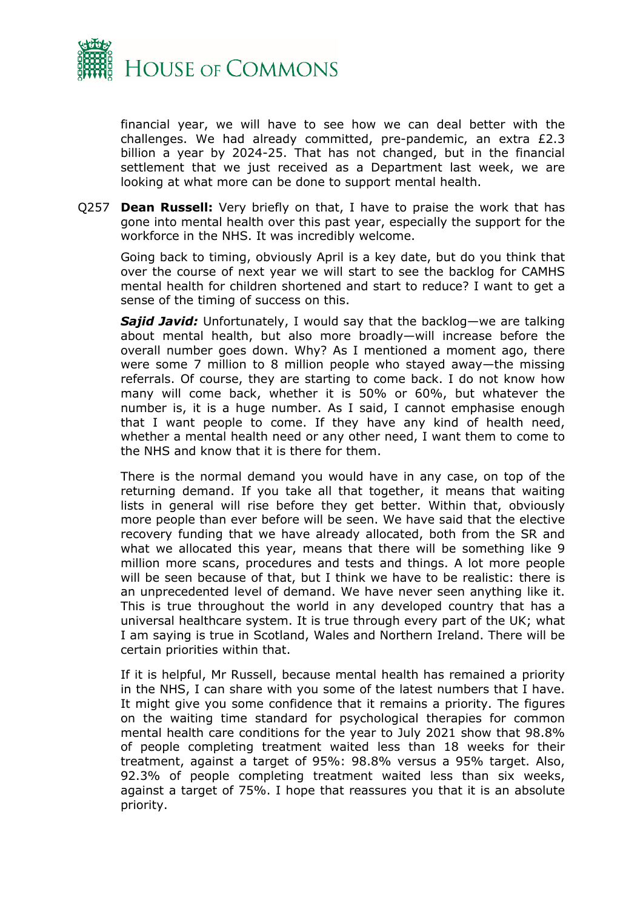financial year, we will have to see how we can deal better with the challenges. We had already committed, pre-pandemic, an extra £2.3 billion a year by 2024-25. That has not changed, but in the financial settlement that we just received as a Department last week, we are looking at what more can be done to support mental health.

Q257 **Dean Russell:** Very briefly on that, I have to praise the work that has gone into mental health over this past year, especially the support for the workforce in the NHS. It was incredibly welcome.

Going back to timing, obviously April is a key date, but do you think that over the course of next year we will start to see the backlog for CAMHS mental health for children shortened and start to reduce? I want to get a sense of the timing of success on this.

***Sajid Javid:*** Unfortunately, I would say that the backlog—we are talking about mental health, but also more broadly—will increase before the overall number goes down. Why? As I mentioned a moment ago, there were some 7 million to 8 million people who stayed away—the missing referrals. Of course, they are starting to come back. I do not know how many will come back, whether it is 50% or 60%, but whatever the number is, it is a huge number. As I said, I cannot emphasise enough that I want people to come. If they have any kind of health need, whether a mental health need or any other need, I want them to come to the NHS and know that it is there for them.

There is the normal demand you would have in any case, on top of the returning demand. If you take all that together, it means that waiting lists in general will rise before they get better. Within that, obviously more people than ever before will be seen. We have said that the elective recovery funding that we have already allocated, both from the SR and what we allocated this year, means that there will be something like 9 million more scans, procedures and tests and things. A lot more people will be seen because of that, but I think we have to be realistic: there is an unprecedented level of demand. We have never seen anything like it. This is true throughout the world in any developed country that has a universal healthcare system. It is true through every part of the UK; what I am saying is true in Scotland, Wales and Northern Ireland. There will be certain priorities within that.

If it is helpful, Mr Russell, because mental health has remained a priority in the NHS, I can share with you some of the latest numbers that I have. It might give you some confidence that it remains a priority. The figures on the waiting time standard for psychological therapies for common mental health care conditions for the year to July 2021 show that 98.8% of people completing treatment waited less than 18 weeks for their treatment, against a target of 95%: 98.8% versus a 95% target. Also, 92.3% of people completing treatment waited less than six weeks, against a target of 75%. I hope that reassures you that it is an absolute priority.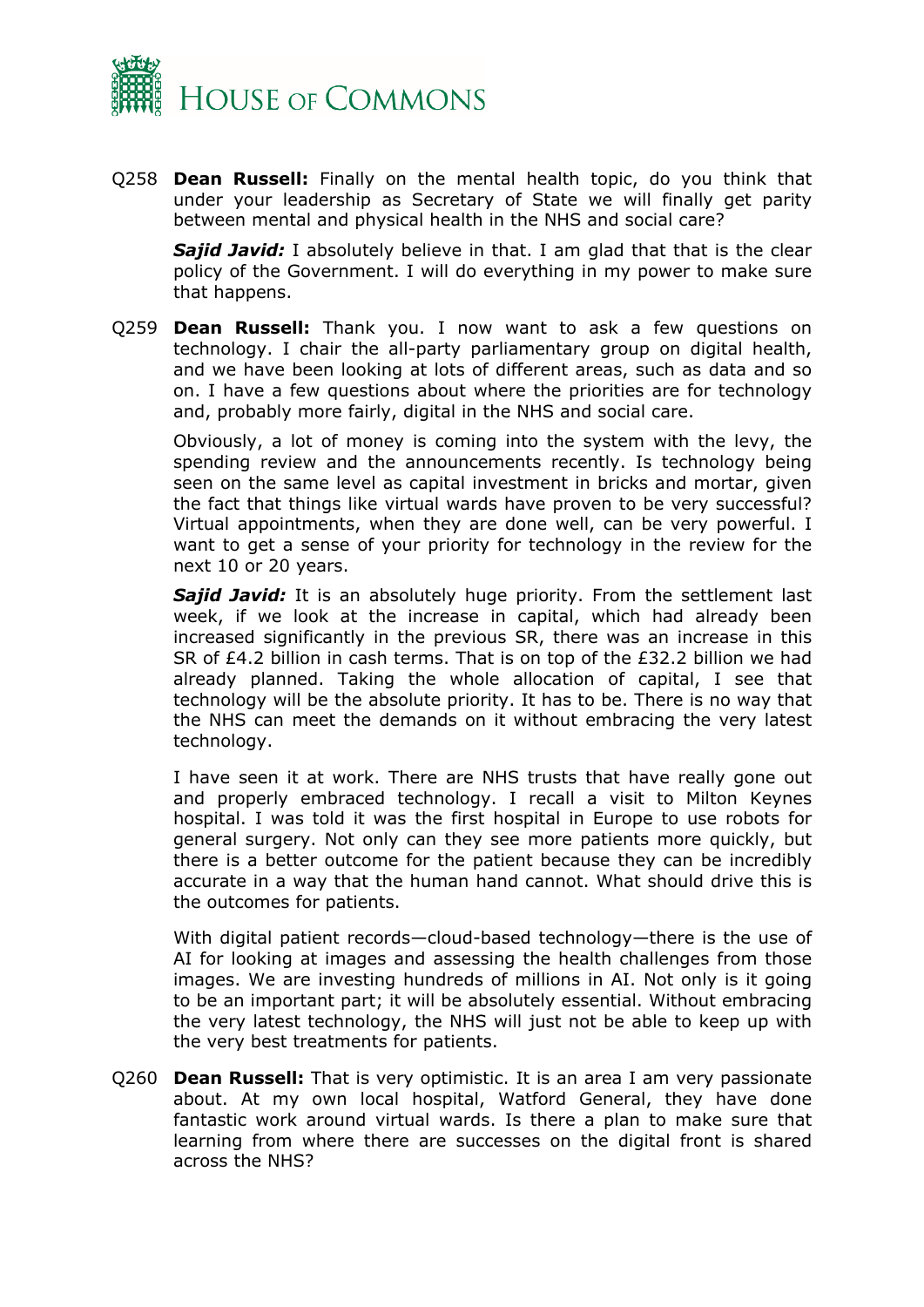Q258 **Dean Russell:** Finally on the mental health topic, do you think that under your leadership as Secretary of State we will finally get parity between mental and physical health in the NHS and social care?

***Sajid Javid:*** I absolutely believe in that. I am glad that that is the clear policy of the Government. I will do everything in my power to make sure that happens.

Q259 **Dean Russell:** Thank you. I now want to ask a few questions on technology. I chair the all-party parliamentary group on digital health, and we have been looking at lots of different areas, such as data and so on. I have a few questions about where the priorities are for technology and, probably more fairly, digital in the NHS and social care.

Obviously, a lot of money is coming into the system with the levy, the spending review and the announcements recently. Is technology being seen on the same level as capital investment in bricks and mortar, given the fact that things like virtual wards have proven to be very successful? Virtual appointments, when they are done well, can be very powerful. I want to get a sense of your priority for technology in the review for the next 10 or 20 years.

***Sajid Javid:*** It is an absolutely huge priority. From the settlement last week, if we look at the increase in capital, which had already been increased significantly in the previous SR, there was an increase in this SR of £4.2 billion in cash terms. That is on top of the £32.2 billion we had already planned. Taking the whole allocation of capital, I see that technology will be the absolute priority. It has to be. There is no way that the NHS can meet the demands on it without embracing the very latest technology.

I have seen it at work. There are NHS trusts that have really gone out and properly embraced technology. I recall a visit to Milton Keynes hospital. I was told it was the first hospital in Europe to use robots for general surgery. Not only can they see more patients more quickly, but there is a better outcome for the patient because they can be incredibly accurate in a way that the human hand cannot. What should drive this is the outcomes for patients.

With digital patient records—cloud-based technology—there is the use of AI for looking at images and assessing the health challenges from those images. We are investing hundreds of millions in AI. Not only is it going to be an important part; it will be absolutely essential. Without embracing the very latest technology, the NHS will just not be able to keep up with the very best treatments for patients.

Q260 **Dean Russell:** That is very optimistic. It is an area I am very passionate about. At my own local hospital, Watford General, they have done fantastic work around virtual wards. Is there a plan to make sure that learning from where there are successes on the digital front is shared across the NHS?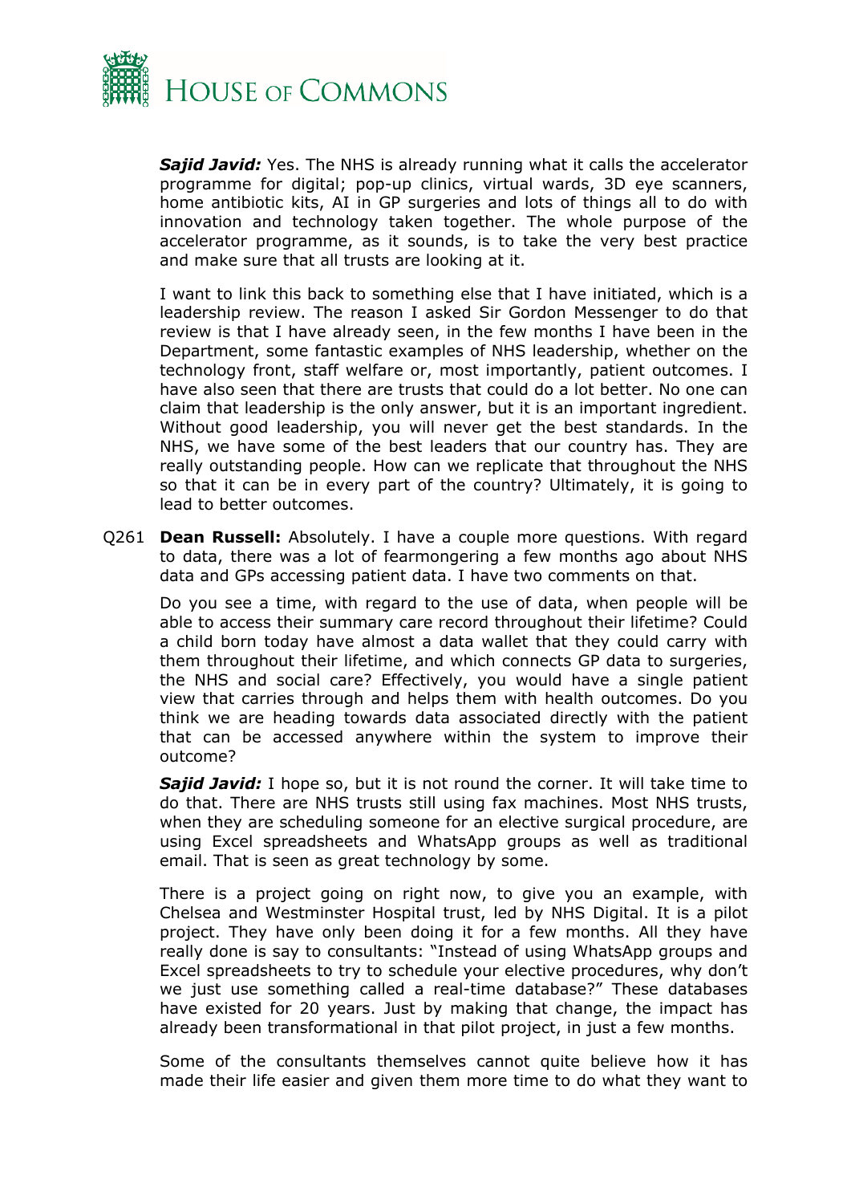***Sajid Javid:*** Yes. The NHS is already running what it calls the accelerator programme for digital; pop-up clinics, virtual wards, 3D eye scanners, home antibiotic kits, AI in GP surgeries and lots of things all to do with innovation and technology taken together. The whole purpose of the accelerator programme, as it sounds, is to take the very best practice and make sure that all trusts are looking at it.

I want to link this back to something else that I have initiated, which is a leadership review. The reason I asked Sir Gordon Messenger to do that review is that I have already seen, in the few months I have been in the Department, some fantastic examples of NHS leadership, whether on the technology front, staff welfare or, most importantly, patient outcomes. I have also seen that there are trusts that could do a lot better. No one can claim that leadership is the only answer, but it is an important ingredient. Without good leadership, you will never get the best standards. In the NHS, we have some of the best leaders that our country has. They are really outstanding people. How can we replicate that throughout the NHS so that it can be in every part of the country? Ultimately, it is going to lead to better outcomes.

Q261 **Dean Russell:** Absolutely. I have a couple more questions. With regard to data, there was a lot of fearmongering a few months ago about NHS data and GPs accessing patient data. I have two comments on that.

Do you see a time, with regard to the use of data, when people will be able to access their summary care record throughout their lifetime? Could a child born today have almost a data wallet that they could carry with them throughout their lifetime, and which connects GP data to surgeries, the NHS and social care? Effectively, you would have a single patient view that carries through and helps them with health outcomes. Do you think we are heading towards data associated directly with the patient that can be accessed anywhere within the system to improve their outcome?

***Sajid Javid:*** I hope so, but it is not round the corner. It will take time to do that. There are NHS trusts still using fax machines. Most NHS trusts, when they are scheduling someone for an elective surgical procedure, are using Excel spreadsheets and WhatsApp groups as well as traditional email. That is seen as great technology by some.

There is a project going on right now, to give you an example, with Chelsea and Westminster Hospital trust, led by NHS Digital. It is a pilot project. They have only been doing it for a few months. All they have really done is say to consultants: "Instead of using WhatsApp groups and Excel spreadsheets to try to schedule your elective procedures, why don't we just use something called a real-time database?" These databases have existed for 20 years. Just by making that change, the impact has already been transformational in that pilot project, in just a few months.

Some of the consultants themselves cannot quite believe how it has made their life easier and given them more time to do what they want to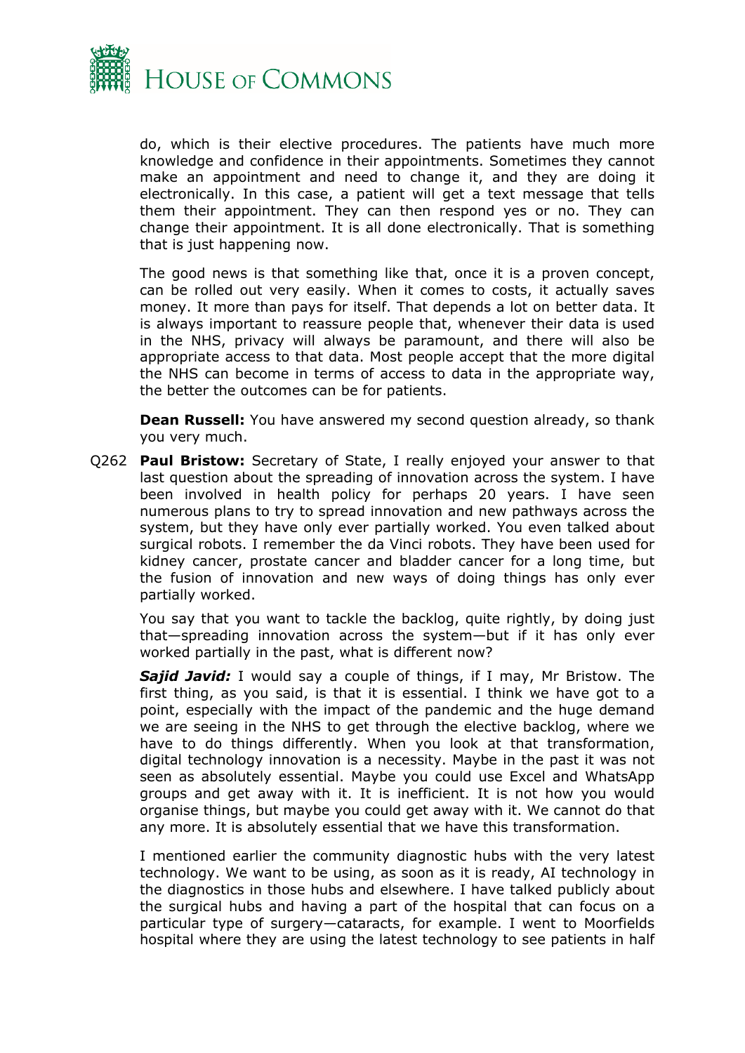do, which is their elective procedures. The patients have much more knowledge and confidence in their appointments. Sometimes they cannot make an appointment and need to change it, and they are doing it electronically. In this case, a patient will get a text message that tells them their appointment. They can then respond yes or no. They can change their appointment. It is all done electronically. That is something that is just happening now.

The good news is that something like that, once it is a proven concept, can be rolled out very easily. When it comes to costs, it actually saves money. It more than pays for itself. That depends a lot on better data. It is always important to reassure people that, whenever their data is used in the NHS, privacy will always be paramount, and there will also be appropriate access to that data. Most people accept that the more digital the NHS can become in terms of access to data in the appropriate way, the better the outcomes can be for patients.

**Dean Russell:** You have answered my second question already, so thank you very much.

Q262 **Paul Bristow:** Secretary of State, I really enjoyed your answer to that last question about the spreading of innovation across the system. I have been involved in health policy for perhaps 20 years. I have seen numerous plans to try to spread innovation and new pathways across the system, but they have only ever partially worked. You even talked about surgical robots. I remember the da Vinci robots. They have been used for kidney cancer, prostate cancer and bladder cancer for a long time, but the fusion of innovation and new ways of doing things has only ever partially worked.

You say that you want to tackle the backlog, quite rightly, by doing just that—spreading innovation across the system—but if it has only ever worked partially in the past, what is different now?

***Sajid Javid:*** I would say a couple of things, if I may, Mr Bristow. The first thing, as you said, is that it is essential. I think we have got to a point, especially with the impact of the pandemic and the huge demand we are seeing in the NHS to get through the elective backlog, where we have to do things differently. When you look at that transformation, digital technology innovation is a necessity. Maybe in the past it was not seen as absolutely essential. Maybe you could use Excel and WhatsApp groups and get away with it. It is inefficient. It is not how you would organise things, but maybe you could get away with it. We cannot do that any more. It is absolutely essential that we have this transformation.

I mentioned earlier the community diagnostic hubs with the very latest technology. We want to be using, as soon as it is ready, AI technology in the diagnostics in those hubs and elsewhere. I have talked publicly about the surgical hubs and having a part of the hospital that can focus on a particular type of surgery—cataracts, for example. I went to Moorfields hospital where they are using the latest technology to see patients in half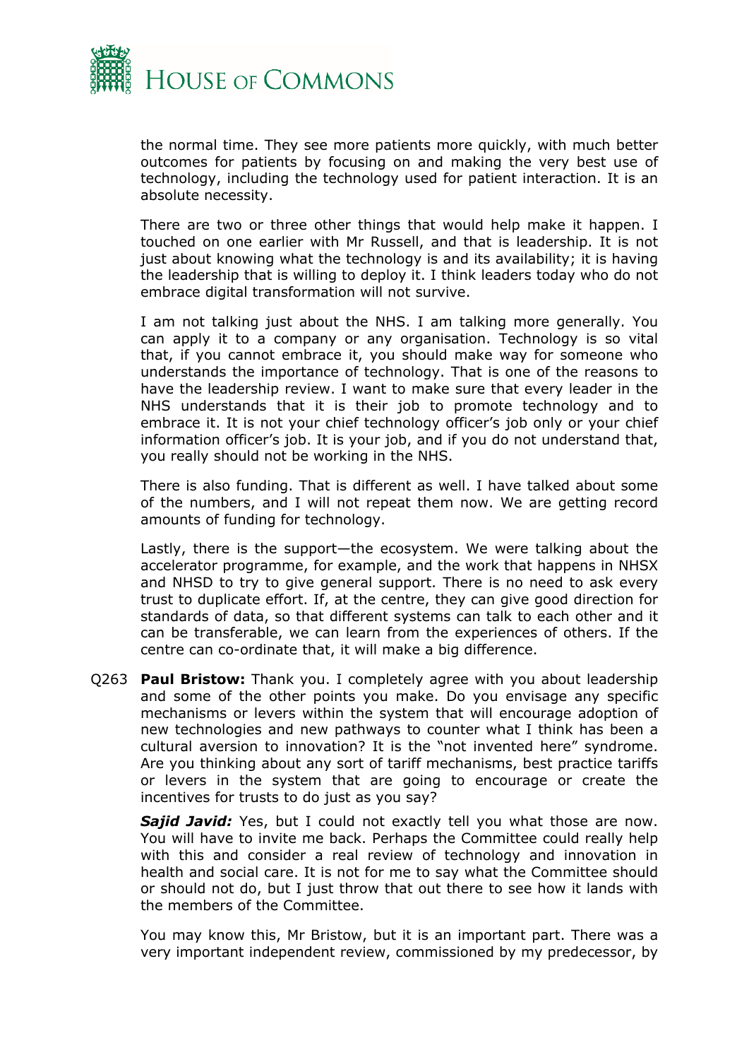the normal time. They see more patients more quickly, with much better outcomes for patients by focusing on and making the very best use of technology, including the technology used for patient interaction. It is an absolute necessity.

There are two or three other things that would help make it happen. I touched on one earlier with Mr Russell, and that is leadership. It is not just about knowing what the technology is and its availability; it is having the leadership that is willing to deploy it. I think leaders today who do not embrace digital transformation will not survive.

I am not talking just about the NHS. I am talking more generally. You can apply it to a company or any organisation. Technology is so vital that, if you cannot embrace it, you should make way for someone who understands the importance of technology. That is one of the reasons to have the leadership review. I want to make sure that every leader in the NHS understands that it is their job to promote technology and to embrace it. It is not your chief technology officer's job only or your chief information officer's job. It is your job, and if you do not understand that, you really should not be working in the NHS.

There is also funding. That is different as well. I have talked about some of the numbers, and I will not repeat them now. We are getting record amounts of funding for technology.

Lastly, there is the support—the ecosystem. We were talking about the accelerator programme, for example, and the work that happens in NHSX and NHSD to try to give general support. There is no need to ask every trust to duplicate effort. If, at the centre, they can give good direction for standards of data, so that different systems can talk to each other and it can be transferable, we can learn from the experiences of others. If the centre can co-ordinate that, it will make a big difference.

Q263 **Paul Bristow:** Thank you. I completely agree with you about leadership and some of the other points you make. Do you envisage any specific mechanisms or levers within the system that will encourage adoption of new technologies and new pathways to counter what I think has been a cultural aversion to innovation? It is the "not invented here" syndrome. Are you thinking about any sort of tariff mechanisms, best practice tariffs or levers in the system that are going to encourage or create the incentives for trusts to do just as you say?

***Sajid Javid:*** Yes, but I could not exactly tell you what those are now. You will have to invite me back. Perhaps the Committee could really help with this and consider a real review of technology and innovation in health and social care. It is not for me to say what the Committee should or should not do, but I just throw that out there to see how it lands with the members of the Committee.

You may know this, Mr Bristow, but it is an important part. There was a very important independent review, commissioned by my predecessor, by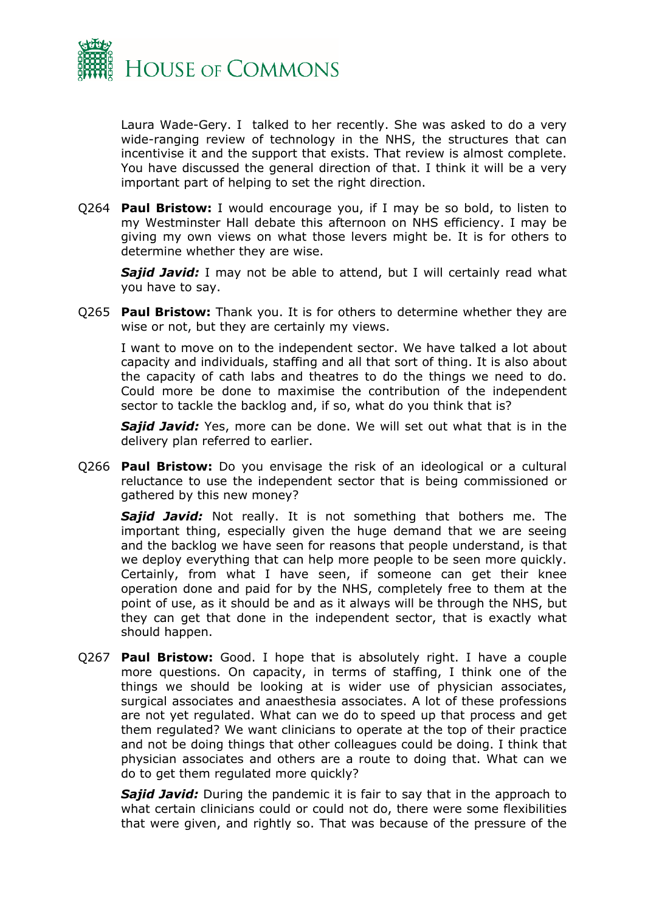Laura Wade-Gery. I talked to her recently. She was asked to do a very wide-ranging review of technology in the NHS, the structures that can incentivise it and the support that exists. That review is almost complete. You have discussed the general direction of that. I think it will be a very important part of helping to set the right direction.

Q264 **Paul Bristow:** I would encourage you, if I may be so bold, to listen to my Westminster Hall debate this afternoon on NHS efficiency. I may be giving my own views on what those levers might be. It is for others to determine whether they are wise.

***Sajid Javid:*** I may not be able to attend, but I will certainly read what you have to say.

Q265 **Paul Bristow:** Thank you. It is for others to determine whether they are wise or not, but they are certainly my views.

I want to move on to the independent sector. We have talked a lot about capacity and individuals, staffing and all that sort of thing. It is also about the capacity of cath labs and theatres to do the things we need to do. Could more be done to maximise the contribution of the independent sector to tackle the backlog and, if so, what do you think that is?

***Sajid Javid:*** Yes, more can be done. We will set out what that is in the delivery plan referred to earlier.

Q266 **Paul Bristow:** Do you envisage the risk of an ideological or a cultural reluctance to use the independent sector that is being commissioned or gathered by this new money?

***Sajid Javid:*** Not really. It is not something that bothers me. The important thing, especially given the huge demand that we are seeing and the backlog we have seen for reasons that people understand, is that we deploy everything that can help more people to be seen more quickly. Certainly, from what I have seen, if someone can get their knee operation done and paid for by the NHS, completely free to them at the point of use, as it should be and as it always will be through the NHS, but they can get that done in the independent sector, that is exactly what should happen.

Q267 **Paul Bristow:** Good. I hope that is absolutely right. I have a couple more questions. On capacity, in terms of staffing, I think one of the things we should be looking at is wider use of physician associates, surgical associates and anaesthesia associates. A lot of these professions are not yet regulated. What can we do to speed up that process and get them regulated? We want clinicians to operate at the top of their practice and not be doing things that other colleagues could be doing. I think that physician associates and others are a route to doing that. What can we do to get them regulated more quickly?

***Sajid Javid:*** During the pandemic it is fair to say that in the approach to what certain clinicians could or could not do, there were some flexibilities that were given, and rightly so. That was because of the pressure of the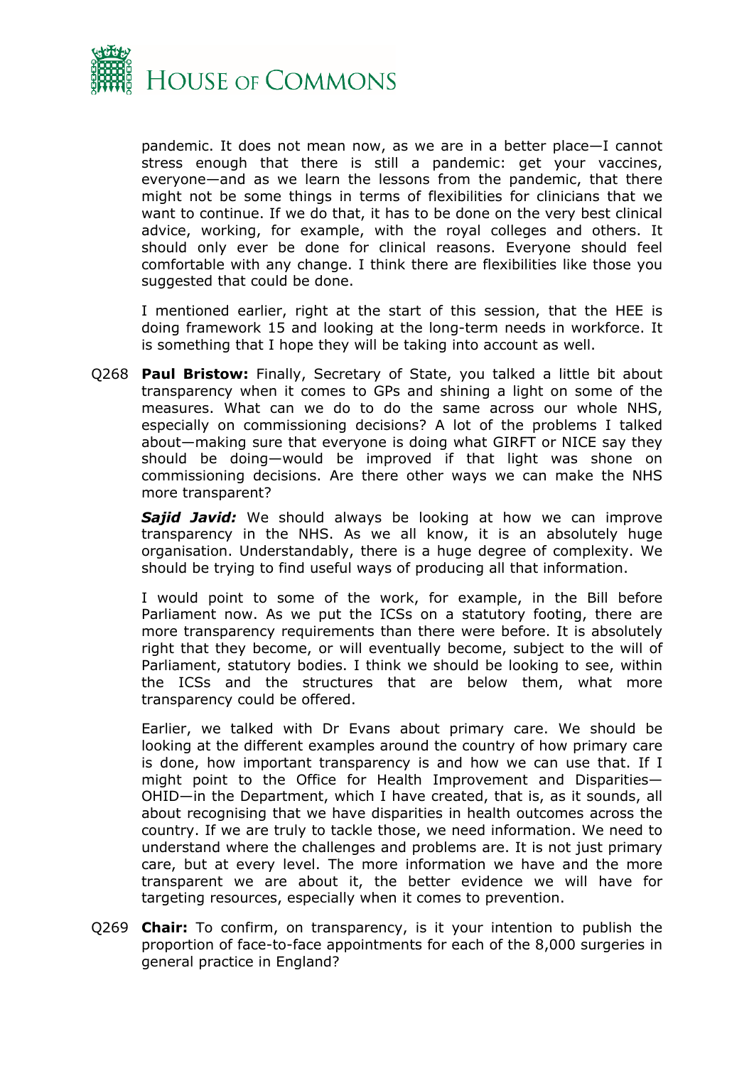pandemic. It does not mean now, as we are in a better place—I cannot stress enough that there is still a pandemic: get your vaccines, everyone—and as we learn the lessons from the pandemic, that there might not be some things in terms of flexibilities for clinicians that we want to continue. If we do that, it has to be done on the very best clinical advice, working, for example, with the royal colleges and others. It should only ever be done for clinical reasons. Everyone should feel comfortable with any change. I think there are flexibilities like those you suggested that could be done.

I mentioned earlier, right at the start of this session, that the HEE is doing framework 15 and looking at the long-term needs in workforce. It is something that I hope they will be taking into account as well.

Q268 **Paul Bristow:** Finally, Secretary of State, you talked a little bit about transparency when it comes to GPs and shining a light on some of the measures. What can we do to do the same across our whole NHS, especially on commissioning decisions? A lot of the problems I talked about—making sure that everyone is doing what GIRFT or NICE say they should be doing—would be improved if that light was shone on commissioning decisions. Are there other ways we can make the NHS more transparent?

***Sajid Javid:*** We should always be looking at how we can improve transparency in the NHS. As we all know, it is an absolutely huge organisation. Understandably, there is a huge degree of complexity. We should be trying to find useful ways of producing all that information.

I would point to some of the work, for example, in the Bill before Parliament now. As we put the ICSs on a statutory footing, there are more transparency requirements than there were before. It is absolutely right that they become, or will eventually become, subject to the will of Parliament, statutory bodies. I think we should be looking to see, within the ICSs and the structures that are below them, what more transparency could be offered.

Earlier, we talked with Dr Evans about primary care. We should be looking at the different examples around the country of how primary care is done, how important transparency is and how we can use that. If I might point to the Office for Health Improvement and Disparities—OHID—in the Department, which I have created, that is, as it sounds, all about recognising that we have disparities in health outcomes across the country. If we are truly to tackle those, we need information. We need to understand where the challenges and problems are. It is not just primary care, but at every level. The more information we have and the more transparent we are about it, the better evidence we will have for targeting resources, especially when it comes to prevention.

Q269 **Chair:** To confirm, on transparency, is it your intention to publish the proportion of face-to-face appointments for each of the 8,000 surgeries in general practice in England?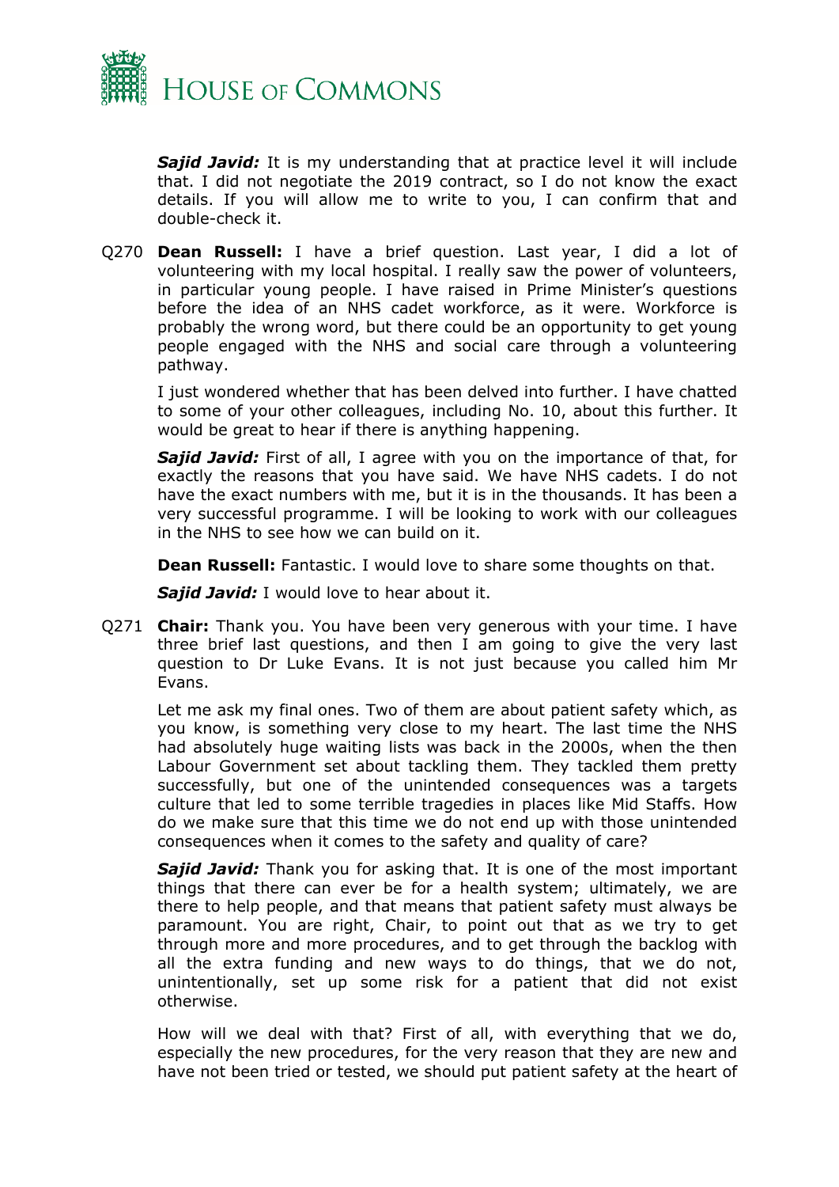***Sajid Javid:*** It is my understanding that at practice level it will include that. I did not negotiate the 2019 contract, so I do not know the exact details. If you will allow me to write to you, I can confirm that and double-check it.

Q270 **Dean Russell:** I have a brief question. Last year, I did a lot of volunteering with my local hospital. I really saw the power of volunteers, in particular young people. I have raised in Prime Minister's questions before the idea of an NHS cadet workforce, as it were. Workforce is probably the wrong word, but there could be an opportunity to get young people engaged with the NHS and social care through a volunteering pathway.

I just wondered whether that has been delved into further. I have chatted to some of your other colleagues, including No. 10, about this further. It would be great to hear if there is anything happening.

***Sajid Javid:*** First of all, I agree with you on the importance of that, for exactly the reasons that you have said. We have NHS cadets. I do not have the exact numbers with me, but it is in the thousands. It has been a very successful programme. I will be looking to work with our colleagues in the NHS to see how we can build on it.

**Dean Russell:** Fantastic. I would love to share some thoughts on that.

***Sajid Javid:*** I would love to hear about it.

Q271 **Chair:** Thank you. You have been very generous with your time. I have three brief last questions, and then I am going to give the very last question to Dr Luke Evans. It is not just because you called him Mr Evans.

Let me ask my final ones. Two of them are about patient safety which, as you know, is something very close to my heart. The last time the NHS had absolutely huge waiting lists was back in the 2000s, when the then Labour Government set about tackling them. They tackled them pretty successfully, but one of the unintended consequences was a targets culture that led to some terrible tragedies in places like Mid Staffs. How do we make sure that this time we do not end up with those unintended consequences when it comes to the safety and quality of care?

***Sajid Javid:*** Thank you for asking that. It is one of the most important things that there can ever be for a health system; ultimately, we are there to help people, and that means that patient safety must always be paramount. You are right, Chair, to point out that as we try to get through more and more procedures, and to get through the backlog with all the extra funding and new ways to do things, that we do not, unintentionally, set up some risk for a patient that did not exist otherwise.

How will we deal with that? First of all, with everything that we do, especially the new procedures, for the very reason that they are new and have not been tried or tested, we should put patient safety at the heart of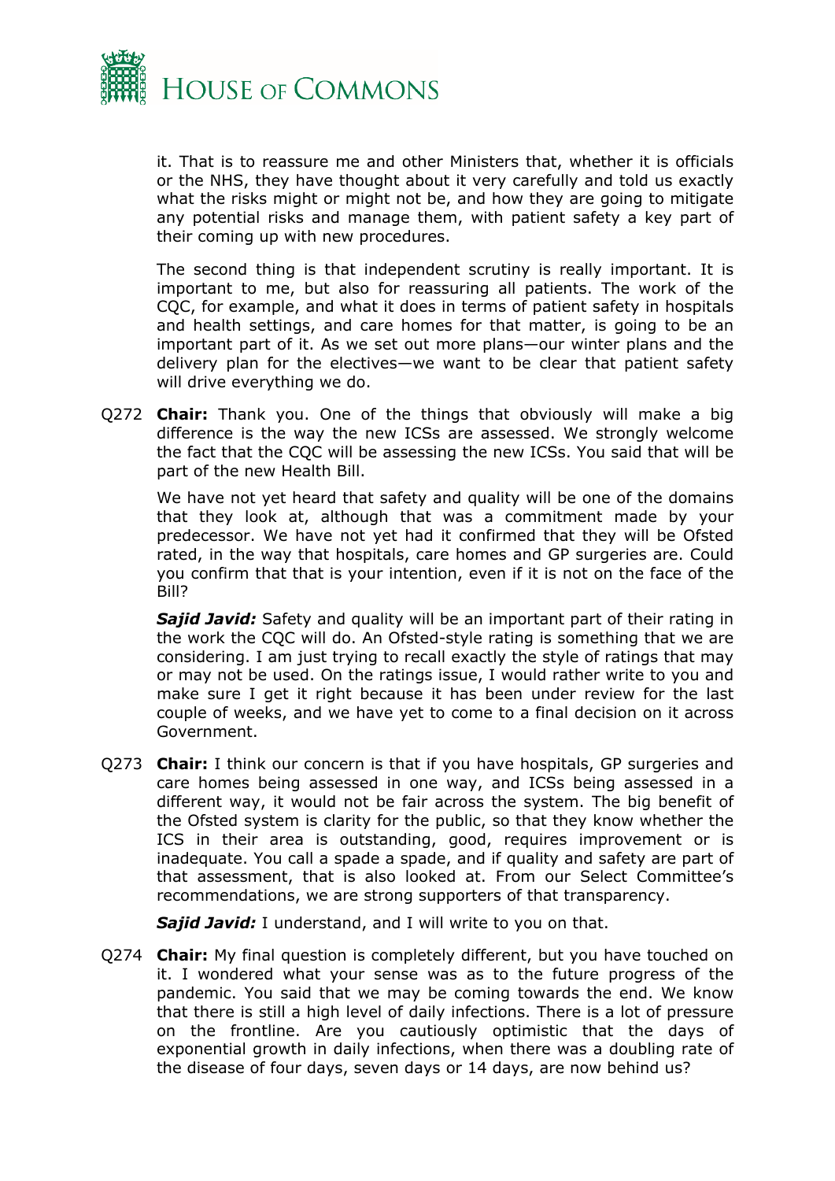it. That is to reassure me and other Ministers that, whether it is officials or the NHS, they have thought about it very carefully and told us exactly what the risks might or might not be, and how they are going to mitigate any potential risks and manage them, with patient safety a key part of their coming up with new procedures.

The second thing is that independent scrutiny is really important. It is important to me, but also for reassuring all patients. The work of the CQC, for example, and what it does in terms of patient safety in hospitals and health settings, and care homes for that matter, is going to be an important part of it. As we set out more plans—our winter plans and the delivery plan for the electives—we want to be clear that patient safety will drive everything we do.

Q272 **Chair:** Thank you. One of the things that obviously will make a big difference is the way the new ICSs are assessed. We strongly welcome the fact that the CQC will be assessing the new ICSs. You said that will be part of the new Health Bill.

We have not yet heard that safety and quality will be one of the domains that they look at, although that was a commitment made by your predecessor. We have not yet had it confirmed that they will be Ofsted rated, in the way that hospitals, care homes and GP surgeries are. Could you confirm that that is your intention, even if it is not on the face of the Bill?

***Sajid Javid:*** Safety and quality will be an important part of their rating in the work the CQC will do. An Ofsted-style rating is something that we are considering. I am just trying to recall exactly the style of ratings that may or may not be used. On the ratings issue, I would rather write to you and make sure I get it right because it has been under review for the last couple of weeks, and we have yet to come to a final decision on it across Government.

Q273 **Chair:** I think our concern is that if you have hospitals, GP surgeries and care homes being assessed in one way, and ICSs being assessed in a different way, it would not be fair across the system. The big benefit of the Ofsted system is clarity for the public, so that they know whether the ICS in their area is outstanding, good, requires improvement or is inadequate. You call a spade a spade, and if quality and safety are part of that assessment, that is also looked at. From our Select Committee's recommendations, we are strong supporters of that transparency.

***Sajid Javid:*** I understand, and I will write to you on that.

Q274 **Chair:** My final question is completely different, but you have touched on it. I wondered what your sense was as to the future progress of the pandemic. You said that we may be coming towards the end. We know that there is still a high level of daily infections. There is a lot of pressure on the frontline. Are you cautiously optimistic that the days of exponential growth in daily infections, when there was a doubling rate of the disease of four days, seven days or 14 days, are now behind us?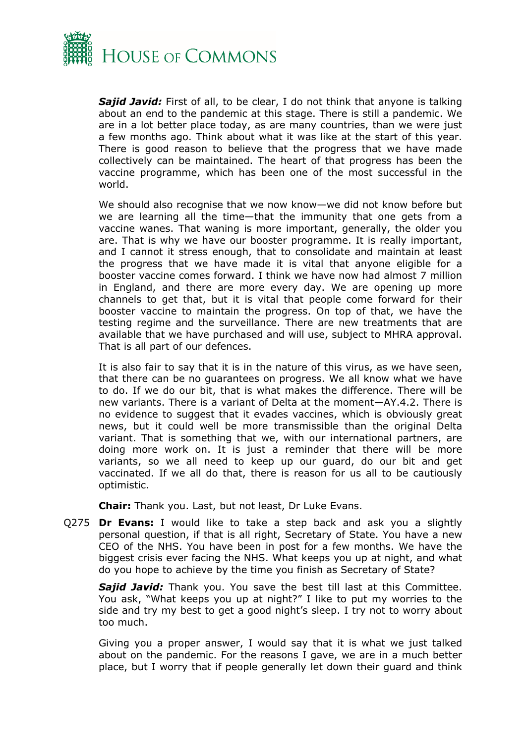***Sajid Javid:*** First of all, to be clear, I do not think that anyone is talking about an end to the pandemic at this stage. There is still a pandemic. We are in a lot better place today, as are many countries, than we were just a few months ago. Think about what it was like at the start of this year. There is good reason to believe that the progress that we have made collectively can be maintained. The heart of that progress has been the vaccine programme, which has been one of the most successful in the world.

We should also recognise that we now know—we did not know before but we are learning all the time—that the immunity that one gets from a vaccine wanes. That waning is more important, generally, the older you are. That is why we have our booster programme. It is really important, and I cannot stress enough, that to consolidate and maintain at least the progress that we have made it is vital that anyone eligible for a booster vaccine comes forward. I think we have now had almost 7 million in England, and there are more every day. We are opening up more channels to get that, but it is vital that people come forward for their booster vaccine to maintain the progress. On top of that, we have the testing regime and the surveillance. There are new treatments that are available that we have purchased and will use, subject to MHRA approval. That is all part of our defences.

It is also fair to say that it is in the nature of this virus, as we have seen, that there can be no guarantees on progress. We all know what we have to do. If we do our bit, that is what makes the difference. There will be new variants. There is a variant of Delta at the moment—AY.4.2. There is no evidence to suggest that it evades vaccines, which is obviously great news, but it could well be more transmissible than the original Delta variant. That is something that we, with our international partners, are doing more work on. It is just a reminder that there will be more variants, so we all need to keep up our guard, do our bit and get vaccinated. If we all do that, there is reason for us all to be cautiously optimistic.

**Chair:** Thank you. Last, but not least, Dr Luke Evans.

Q275 **Dr Evans:** I would like to take a step back and ask you a slightly personal question, if that is all right, Secretary of State. You have a new CEO of the NHS. You have been in post for a few months. We have the biggest crisis ever facing the NHS. What keeps you up at night, and what do you hope to achieve by the time you finish as Secretary of State?

***Sajid Javid:*** Thank you. You save the best till last at this Committee. You ask, "What keeps you up at night?" I like to put my worries to the side and try my best to get a good night's sleep. I try not to worry about too much.

Giving you a proper answer, I would say that it is what we just talked about on the pandemic. For the reasons I gave, we are in a much better place, but I worry that if people generally let down their guard and think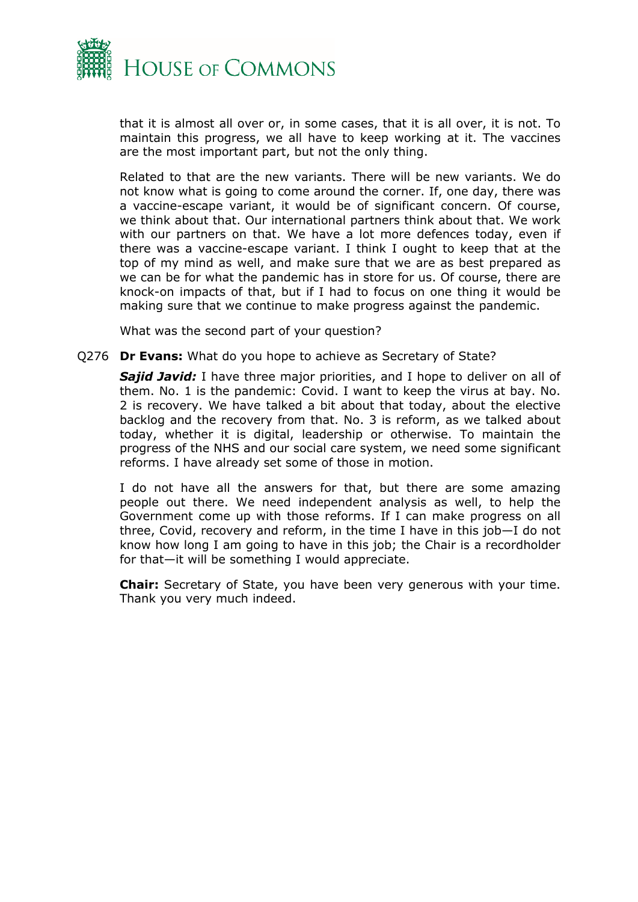that it is almost all over or, in some cases, that it is all over, it is not. To maintain this progress, we all have to keep working at it. The vaccines are the most important part, but not the only thing.

Related to that are the new variants. There will be new variants. We do not know what is going to come around the corner. If, one day, there was a vaccine-escape variant, it would be of significant concern. Of course, we think about that. Our international partners think about that. We work with our partners on that. We have a lot more defences today, even if there was a vaccine-escape variant. I think I ought to keep that at the top of my mind as well, and make sure that we are as best prepared as we can be for what the pandemic has in store for us. Of course, there are knock-on impacts of that, but if I had to focus on one thing it would be making sure that we continue to make progress against the pandemic.

What was the second part of your question?

Q276 **Dr Evans:** What do you hope to achieve as Secretary of State?

***Sajid Javid:*** I have three major priorities, and I hope to deliver on all of them. No. 1 is the pandemic: Covid. I want to keep the virus at bay. No. 2 is recovery. We have talked a bit about that today, about the elective backlog and the recovery from that. No. 3 is reform, as we talked about today, whether it is digital, leadership or otherwise. To maintain the progress of the NHS and our social care system, we need some significant reforms. I have already set some of those in motion.

I do not have all the answers for that, but there are some amazing people out there. We need independent analysis as well, to help the Government come up with those reforms. If I can make progress on all three, Covid, recovery and reform, in the time I have in this job—I do not know how long I am going to have in this job; the Chair is a recordholder for that—it will be something I would appreciate.

**Chair:** Secretary of State, you have been very generous with your time. Thank you very much indeed.